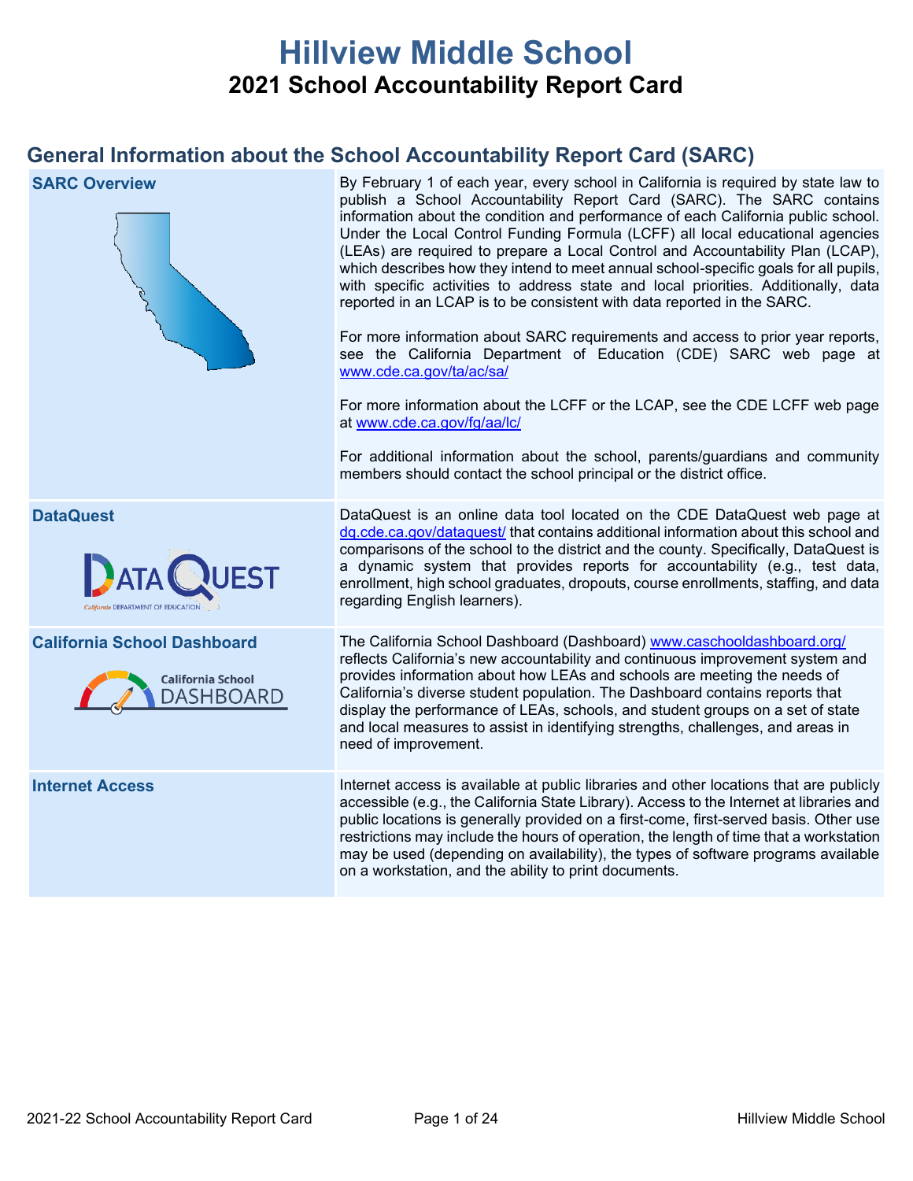# Hillview Middle School

## 2021 School Accountability Report Card

## General Information about the School Accountability Report Card (SARC)

| | |
|---|---|
| **SARC Overview** | By February 1 of each year, every school in California is required by state law to publish a School Accountability Report Card (SARC). The SARC contains information about the condition and performance of each California public school. Under the Local Control Funding Formula (LCFF) all local educational agencies (LEAs) are required to prepare a Local Control and Accountability Plan (LCAP), which describes how they intend to meet annual school-specific goals for all pupils, with specific activities to address state and local priorities. Additionally, data reported in an LCAP is to be consistent with data reported in the SARC.<br><br>For more information about SARC requirements and access to prior year reports, see the California Department of Education (CDE) SARC web page at www.cde.ca.gov/ta/ac/sa/<br><br>For more information about the LCFF or the LCAP, see the CDE LCFF web page at www.cde.ca.gov/fg/aa/lc/<br><br>For additional information about the school, parents/guardians and community members should contact the school principal or the district office. |
| **DataQuest** | DataQuest is an online data tool located on the CDE DataQuest web page at dq.cde.ca.gov/dataquest/ that contains additional information about this school and comparisons of the school to the district and the county. Specifically, DataQuest is a dynamic system that provides reports for accountability (e.g., test data, enrollment, high school graduates, dropouts, course enrollments, staffing, and data regarding English learners). |
| **California School Dashboard** | The California School Dashboard (Dashboard) www.caschooldashboard.org/ reflects California's new accountability and continuous improvement system and provides information about how LEAs and schools are meeting the needs of California's diverse student population. The Dashboard contains reports that display the performance of LEAs, schools, and student groups on a set of state and local measures to assist in identifying strengths, challenges, and areas in need of improvement. |
| **Internet Access** | Internet access is available at public libraries and other locations that are publicly accessible (e.g., the California State Library). Access to the Internet at libraries and public locations is generally provided on a first-come, first-served basis. Other use restrictions may include the hours of operation, the length of time that a workstation may be used (depending on availability), the types of software programs available on a workstation, and the ability to print documents. |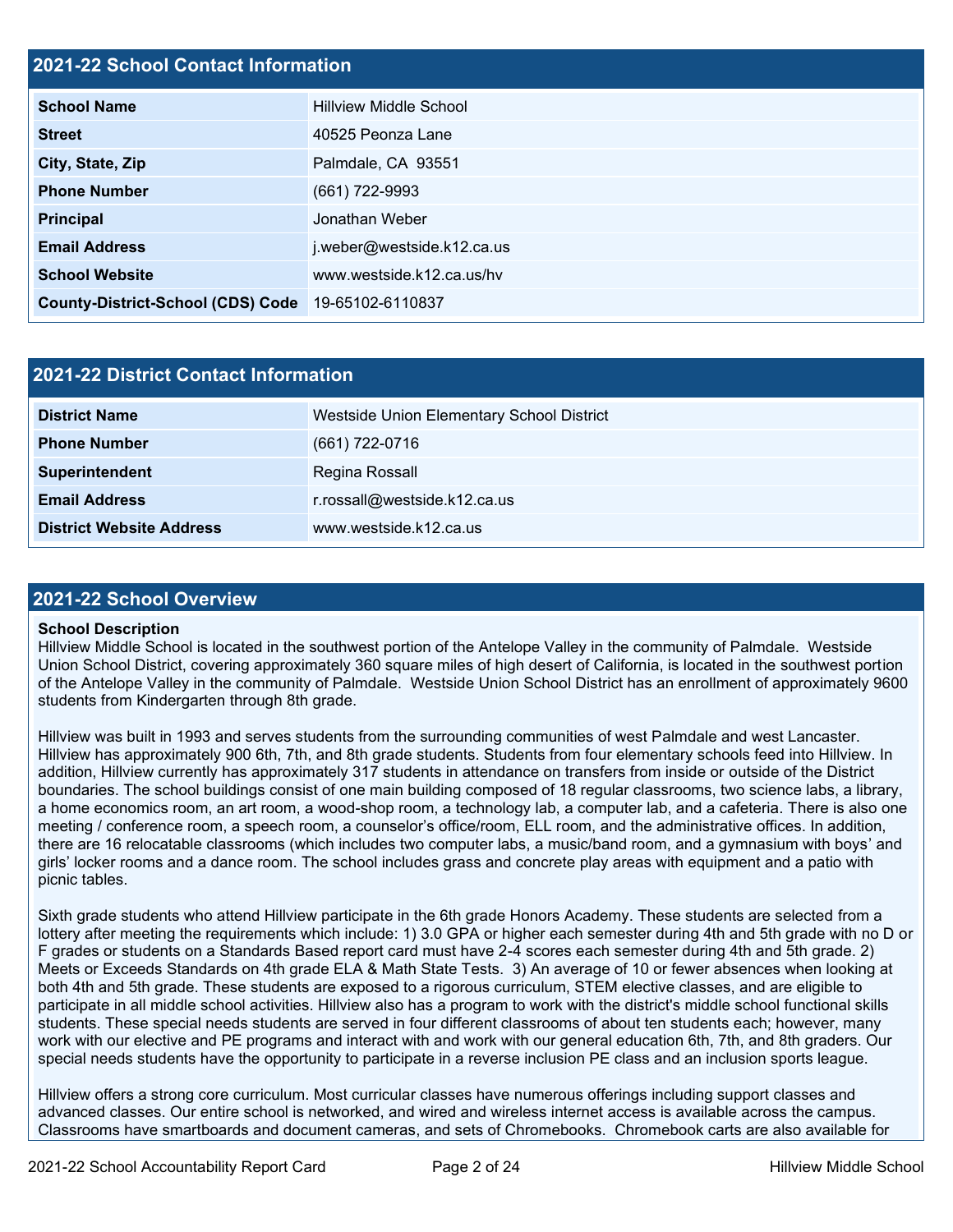## 2021-22 School Contact Information

| School Name | Hillview Middle School |
|---|---|
| Street | 40525 Peonza Lane |
| City, State, Zip | Palmdale, CA 93551 |
| Phone Number | (661) 722-9993 |
| Principal | Jonathan Weber |
| Email Address | j.weber@westside.k12.ca.us |
| School Website | www.westside.k12.ca.us/hv |
| County-District-School (CDS) Code | 19-65102-6110837 |

## 2021-22 District Contact Information

| District Name | Westside Union Elementary School District |
|---|---|
| Phone Number | (661) 722-0716 |
| Superintendent | Regina Rossall |
| Email Address | r.rossall@westside.k12.ca.us |
| District Website Address | www.westside.k12.ca.us |

## 2021-22 School Overview

**School Description**

Hillview Middle School is located in the southwest portion of the Antelope Valley in the community of Palmdale. Westside Union School District, covering approximately 360 square miles of high desert of California, is located in the southwest portion of the Antelope Valley in the community of Palmdale. Westside Union School District has an enrollment of approximately 9600 students from Kindergarten through 8th grade.

Hillview was built in 1993 and serves students from the surrounding communities of west Palmdale and west Lancaster. Hillview has approximately 900 6th, 7th, and 8th grade students. Students from four elementary schools feed into Hillview. In addition, Hillview currently has approximately 317 students in attendance on transfers from inside or outside of the District boundaries. The school buildings consist of one main building composed of 18 regular classrooms, two science labs, a library, a home economics room, an art room, a wood-shop room, a technology lab, a computer lab, and a cafeteria. There is also one meeting / conference room, a speech room, a counselor's office/room, ELL room, and the administrative offices. In addition, there are 16 relocatable classrooms (which includes two computer labs, a music/band room, and a gymnasium with boys' and girls' locker rooms and a dance room. The school includes grass and concrete play areas with equipment and a patio with picnic tables.

Sixth grade students who attend Hillview participate in the 6th grade Honors Academy. These students are selected from a lottery after meeting the requirements which include: 1) 3.0 GPA or higher each semester during 4th and 5th grade with no D or F grades or students on a Standards Based report card must have 2-4 scores each semester during 4th and 5th grade. 2) Meets or Exceeds Standards on 4th grade ELA & Math State Tests. 3) An average of 10 or fewer absences when looking at both 4th and 5th grade. These students are exposed to a rigorous curriculum, STEM elective classes, and are eligible to participate in all middle school activities. Hillview also has a program to work with the district's middle school functional skills students. These special needs students are served in four different classrooms of about ten students each; however, many work with our elective and PE programs and interact with and work with our general education 6th, 7th, and 8th graders. Our special needs students have the opportunity to participate in a reverse inclusion PE class and an inclusion sports league.

Hillview offers a strong core curriculum. Most curricular classes have numerous offerings including support classes and advanced classes. Our entire school is networked, and wired and wireless internet access is available across the campus. Classrooms have smartboards and document cameras, and sets of Chromebooks. Chromebook carts are also available for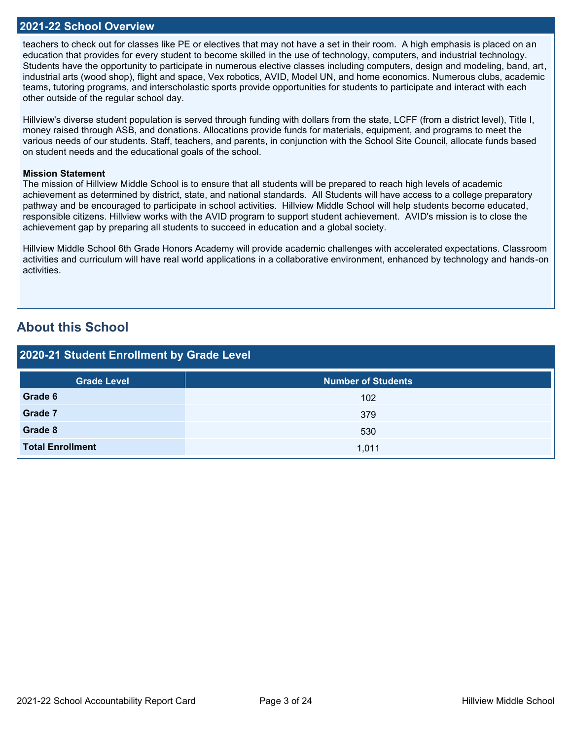## 2021-22 School Overview

teachers to check out for classes like PE or electives that may not have a set in their room.  A high emphasis is placed on an education that provides for every student to become skilled in the use of technology, computers, and industrial technology. Students have the opportunity to participate in numerous elective classes including computers, design and modeling, band, art, industrial arts (wood shop), flight and space, Vex robotics, AVID, Model UN, and home economics. Numerous clubs, academic teams, tutoring programs, and interscholastic sports provide opportunities for students to participate and interact with each other outside of the regular school day.

Hillview's diverse student population is served through funding with dollars from the state, LCFF (from a district level), Title I, money raised through ASB, and donations. Allocations provide funds for materials, equipment, and programs to meet the various needs of our students. Staff, teachers, and parents, in conjunction with the School Site Council, allocate funds based on student needs and the educational goals of the school.

**Mission Statement**
The mission of Hillview Middle School is to ensure that all students will be prepared to reach high levels of academic achievement as determined by district, state, and national standards.  All Students will have access to a college preparatory pathway and be encouraged to participate in school activities.  Hillview Middle School will help students become educated, responsible citizens. Hillview works with the AVID program to support student achievement.  AVID's mission is to close the achievement gap by preparing all students to succeed in education and a global society.

Hillview Middle School 6th Grade Honors Academy will provide academic challenges with accelerated expectations. Classroom activities and curriculum will have real world applications in a collaborative environment, enhanced by technology and hands-on activities.

## About this School

### 2020-21 Student Enrollment by Grade Level

| Grade Level | Number of Students |
|---|---|
| **Grade 6** | 102 |
| **Grade 7** | 379 |
| **Grade 8** | 530 |
| **Total Enrollment** | 1,011 |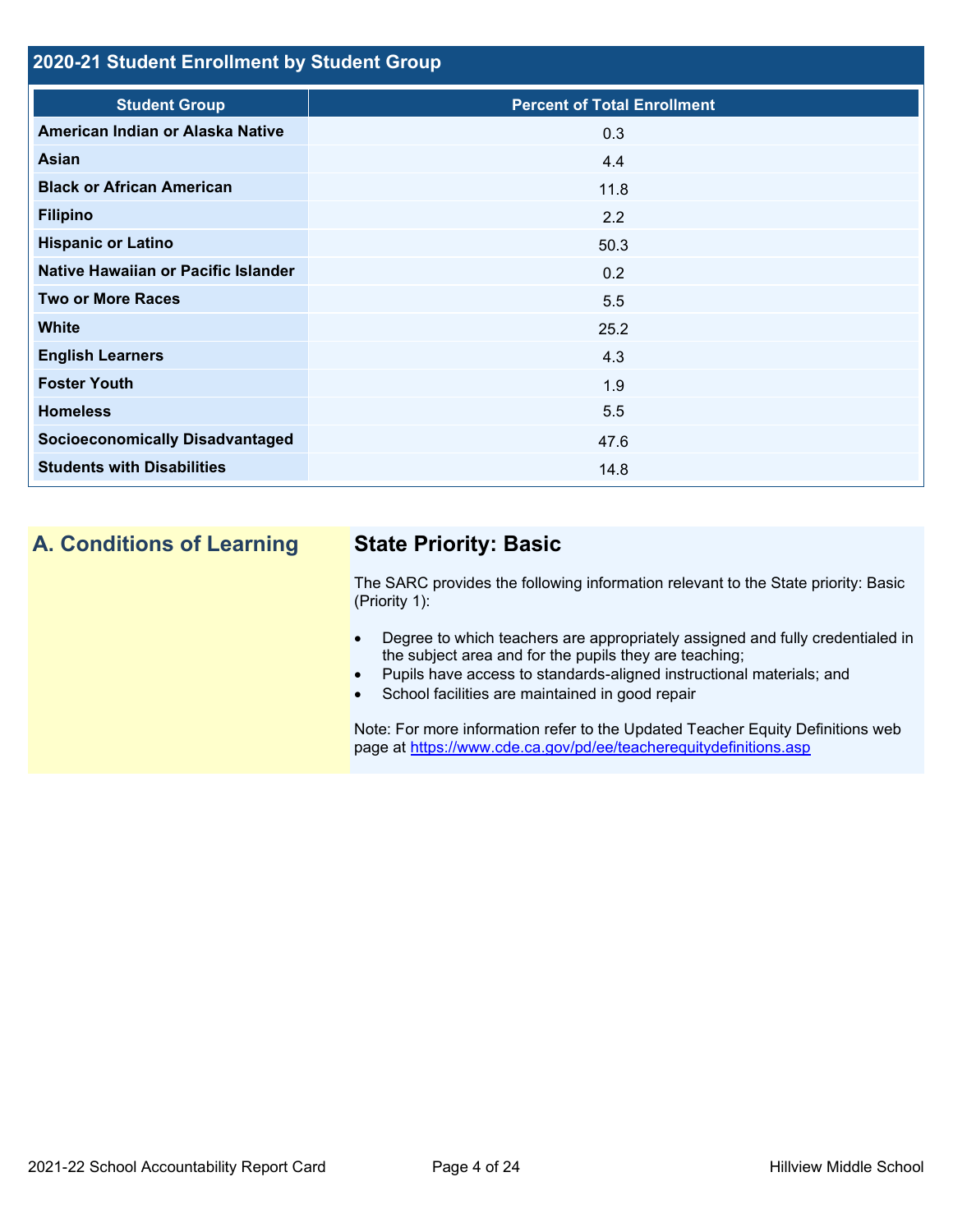## 2020-21 Student Enrollment by Student Group

| Student Group | Percent of Total Enrollment |
|---|---|
| American Indian or Alaska Native | 0.3 |
| Asian | 4.4 |
| Black or African American | 11.8 |
| Filipino | 2.2 |
| Hispanic or Latino | 50.3 |
| Native Hawaiian or Pacific Islander | 0.2 |
| Two or More Races | 5.5 |
| White | 25.2 |
| English Learners | 4.3 |
| Foster Youth | 1.9 |
| Homeless | 5.5 |
| Socioeconomically Disadvantaged | 47.6 |
| Students with Disabilities | 14.8 |

## A. Conditions of Learning

### State Priority: Basic

The SARC provides the following information relevant to the State priority: Basic (Priority 1):

- Degree to which teachers are appropriately assigned and fully credentialed in the subject area and for the pupils they are teaching;
- Pupils have access to standards-aligned instructional materials; and
- School facilities are maintained in good repair

Note: For more information refer to the Updated Teacher Equity Definitions web page at https://www.cde.ca.gov/pd/ee/teacherequitydefinitions.asp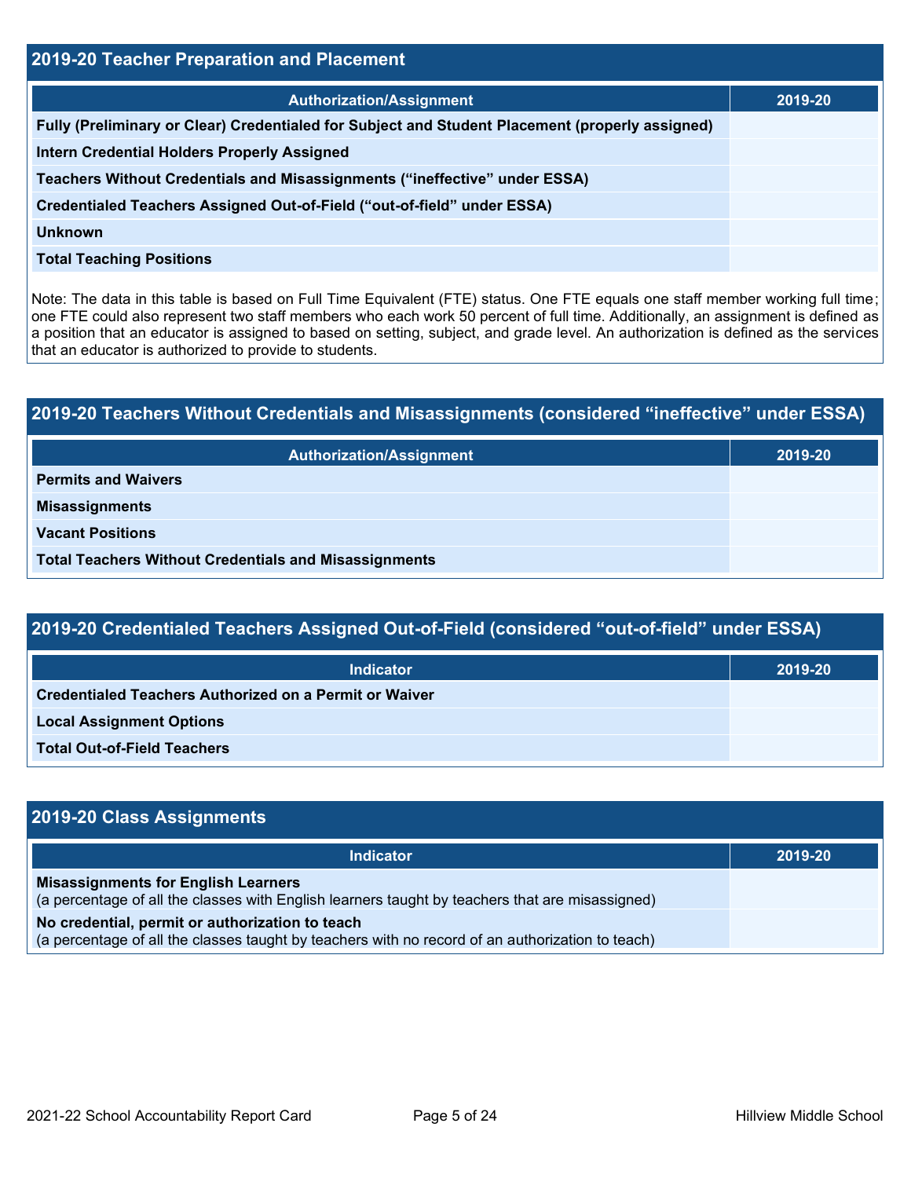## 2019-20 Teacher Preparation and Placement

| Authorization/Assignment | 2019-20 |
| --- | --- |
| Fully (Preliminary or Clear) Credentialed for Subject and Student Placement (properly assigned) | |
| Intern Credential Holders Properly Assigned | |
| Teachers Without Credentials and Misassignments (“ineffective” under ESSA) | |
| Credentialed Teachers Assigned Out-of-Field (“out-of-field” under ESSA) | |
| Unknown | |
| Total Teaching Positions | |

Note: The data in this table is based on Full Time Equivalent (FTE) status. One FTE equals one staff member working full time; one FTE could also represent two staff members who each work 50 percent of full time. Additionally, an assignment is defined as a position that an educator is assigned to based on setting, subject, and grade level. An authorization is defined as the services that an educator is authorized to provide to students.

## 2019-20 Teachers Without Credentials and Misassignments (considered “ineffective” under ESSA)

| Authorization/Assignment | 2019-20 |
| --- | --- |
| Permits and Waivers | |
| Misassignments | |
| Vacant Positions | |
| Total Teachers Without Credentials and Misassignments | |

## 2019-20 Credentialed Teachers Assigned Out-of-Field (considered “out-of-field” under ESSA)

| Indicator | 2019-20 |
| --- | --- |
| Credentialed Teachers Authorized on a Permit or Waiver | |
| Local Assignment Options | |
| Total Out-of-Field Teachers | |

## 2019-20 Class Assignments

| Indicator | 2019-20 |
| --- | --- |
| **Misassignments for English Learners** (a percentage of all the classes with English learners taught by teachers that are misassigned) | |
| **No credential, permit or authorization to teach** (a percentage of all the classes taught by teachers with no record of an authorization to teach) | |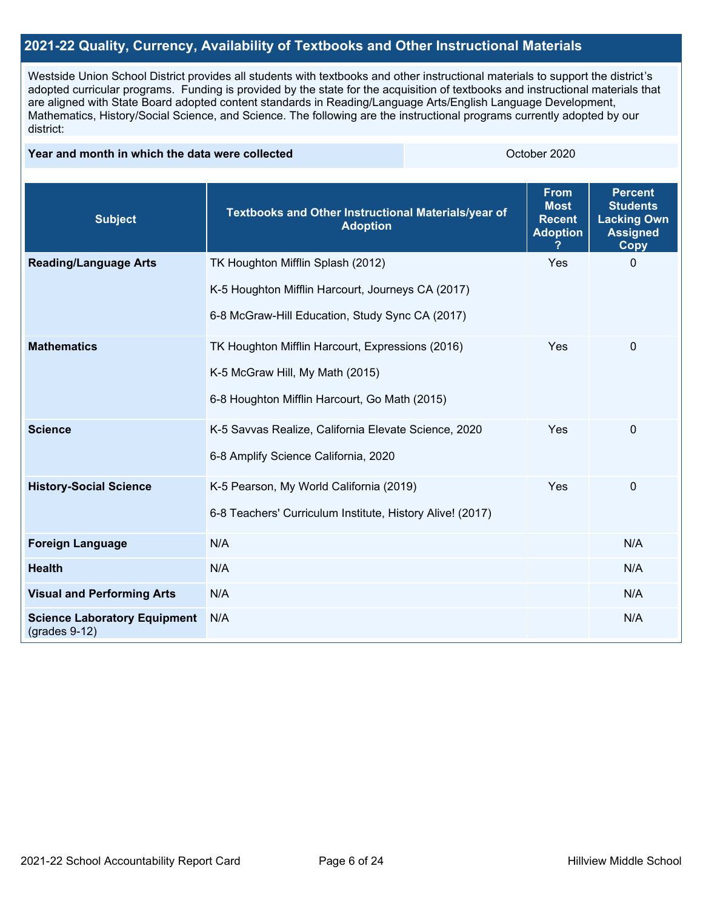## 2021-22 Quality, Currency, Availability of Textbooks and Other Instructional Materials

Westside Union School District provides all students with textbooks and other instructional materials to support the district's adopted curricular programs. Funding is provided by the state for the acquisition of textbooks and instructional materials that are aligned with State Board adopted content standards in Reading/Language Arts/English Language Development, Mathematics, History/Social Science, and Science. The following are the instructional programs currently adopted by our district:

| Year and month in which the data were collected | October 2020 |
|---|---|

| Subject | Textbooks and Other Instructional Materials/year of Adoption | From Most Recent Adoption ? | Percent Students Lacking Own Assigned Copy |
|---|---|---|---|
| **Reading/Language Arts** | TK Houghton Mifflin Splash (2012)<br><br>K-5 Houghton Mifflin Harcourt, Journeys CA (2017)<br><br>6-8 McGraw-Hill Education, Study Sync CA (2017) | Yes | 0 |
| **Mathematics** | TK Houghton Mifflin Harcourt, Expressions (2016)<br><br>K-5 McGraw Hill, My Math (2015)<br><br>6-8 Houghton Mifflin Harcourt, Go Math (2015) | Yes | 0 |
| **Science** | K-5 Savvas Realize, California Elevate Science, 2020<br><br>6-8 Amplify Science California, 2020 | Yes | 0 |
| **History-Social Science** | K-5 Pearson, My World California (2019)<br><br>6-8 Teachers' Curriculum Institute, History Alive! (2017) | Yes | 0 |
| **Foreign Language** | N/A | | N/A |
| **Health** | N/A | | N/A |
| **Visual and Performing Arts** | N/A | | N/A |
| **Science Laboratory Equipment** (grades 9-12) | N/A | | N/A |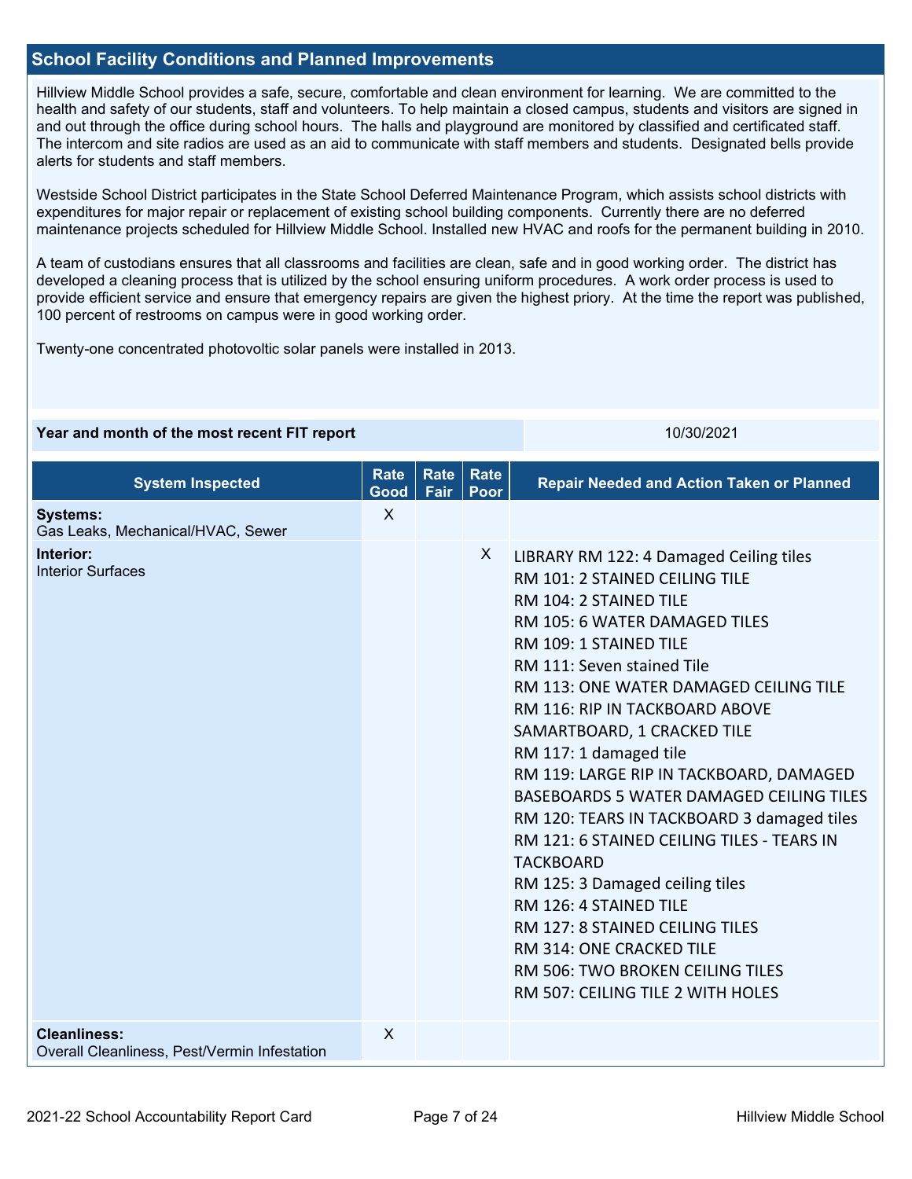## School Facility Conditions and Planned Improvements

Hillview Middle School provides a safe, secure, comfortable and clean environment for learning. We are committed to the health and safety of our students, staff and volunteers. To help maintain a closed campus, students and visitors are signed in and out through the office during school hours. The halls and playground are monitored by classified and certificated staff. The intercom and site radios are used as an aid to communicate with staff members and students. Designated bells provide alerts for students and staff members.

Westside School District participates in the State School Deferred Maintenance Program, which assists school districts with expenditures for major repair or replacement of existing school building components. Currently there are no deferred maintenance projects scheduled for Hillview Middle School. Installed new HVAC and roofs for the permanent building in 2010.

A team of custodians ensures that all classrooms and facilities are clean, safe and in good working order. The district has developed a cleaning process that is utilized by the school ensuring uniform procedures. A work order process is used to provide efficient service and ensure that emergency repairs are given the highest priory. At the time the report was published, 100 percent of restrooms on campus were in good working order.

Twenty-one concentrated photovoltic solar panels were installed in 2013.

| Year and month of the most recent FIT report | 10/30/2021 |
|---|---|

| System Inspected | Rate Good | Rate Fair | Rate Poor | Repair Needed and Action Taken or Planned |
|---|---|---|---|---|
| **Systems:** Gas Leaks, Mechanical/HVAC, Sewer | X | | | |
| **Interior:** Interior Surfaces | | | X | LIBRARY RM 122: 4 Damaged Ceiling tiles<br>RM 101: 2 STAINED CEILING TILE<br>RM 104: 2 STAINED TILE<br>RM 105: 6 WATER DAMAGED TILES<br>RM 109: 1 STAINED TILE<br>RM 111: Seven stained Tile<br>RM 113: ONE WATER DAMAGED CEILING TILE<br>RM 116: RIP IN TACKBOARD ABOVE SAMARTBOARD, 1 CRACKED TILE<br>RM 117: 1 damaged tile<br>RM 119: LARGE RIP IN TACKBOARD, DAMAGED BASEBOARDS 5 WATER DAMAGED CEILING TILES<br>RM 120: TEARS IN TACKBOARD 3 damaged tiles<br>RM 121: 6 STAINED CEILING TILES - TEARS IN TACKBOARD<br>RM 125: 3 Damaged ceiling tiles<br>RM 126: 4 STAINED TILE<br>RM 127: 8 STAINED CEILING TILES<br>RM 314: ONE CRACKED TILE<br>RM 506: TWO BROKEN CEILING TILES<br>RM 507: CEILING TILE 2 WITH HOLES |
| **Cleanliness:** Overall Cleanliness, Pest/Vermin Infestation | X | | | |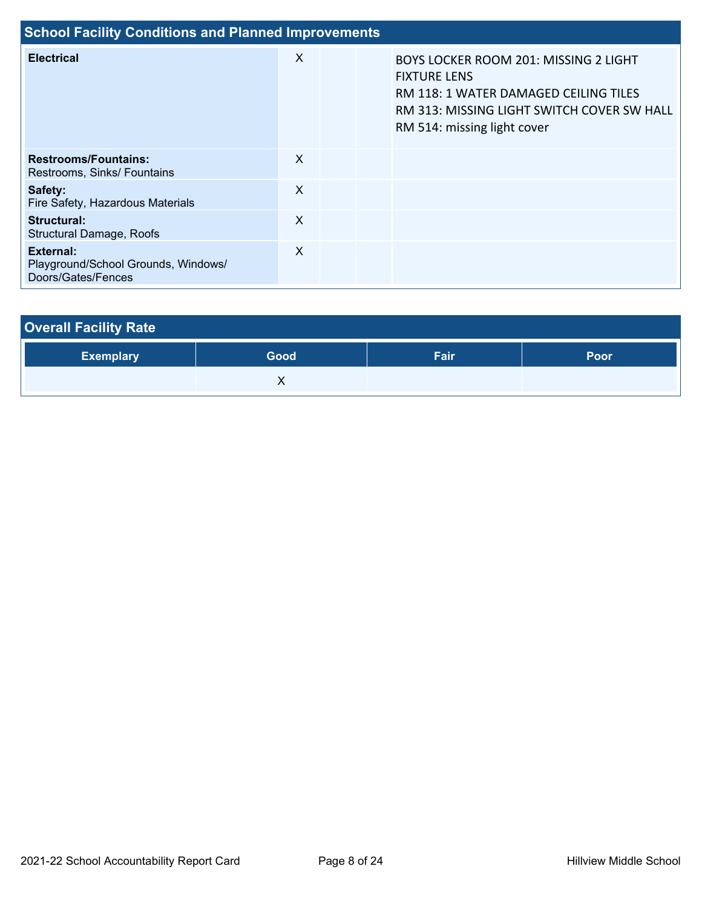## School Facility Conditions and Planned Improvements

| | | | | |
|---|---|---|---|---|
| **Electrical** | X | | | BOYS LOCKER ROOM 201: MISSING 2 LIGHT FIXTURE LENS<br>RM 118: 1 WATER DAMAGED CEILING TILES<br>RM 313: MISSING LIGHT SWITCH COVER SW HALL<br>RM 514: missing light cover |
| **Restrooms/Fountains:** Restrooms, Sinks/ Fountains | X | | | |
| **Safety:** Fire Safety, Hazardous Materials | X | | | |
| **Structural:** Structural Damage, Roofs | X | | | |
| **External:** Playground/School Grounds, Windows/ Doors/Gates/Fences | X | | | |

## Overall Facility Rate

| Exemplary | Good | Fair | Poor |
|---|---|---|---|
| | X | | |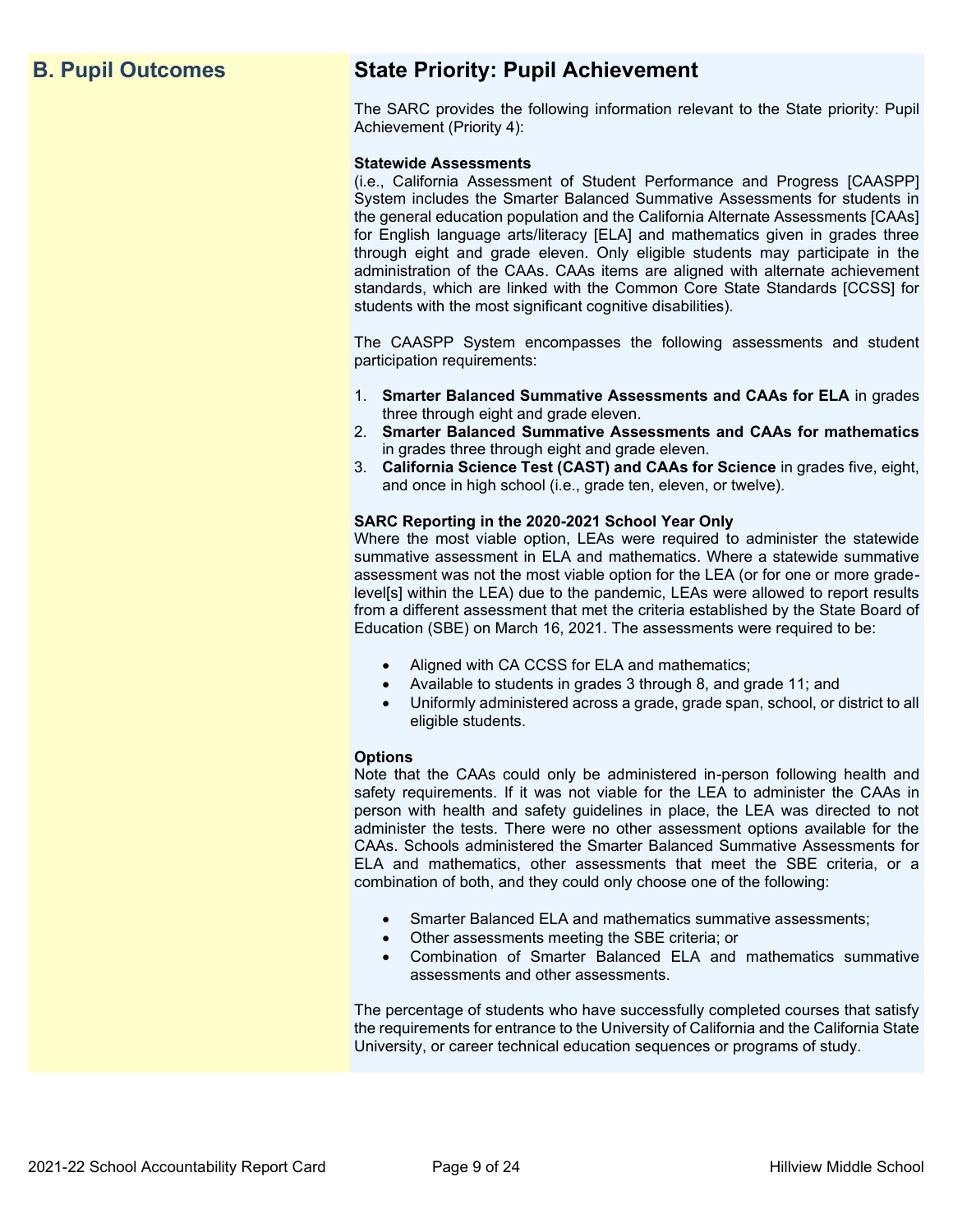## B. Pupil Outcomes

## State Priority: Pupil Achievement

The SARC provides the following information relevant to the State priority: Pupil Achievement (Priority 4):

**Statewide Assessments**
(i.e., California Assessment of Student Performance and Progress [CAASPP] System includes the Smarter Balanced Summative Assessments for students in the general education population and the California Alternate Assessments [CAAs] for English language arts/literacy [ELA] and mathematics given in grades three through eight and grade eleven. Only eligible students may participate in the administration of the CAAs. CAAs items are aligned with alternate achievement standards, which are linked with the Common Core State Standards [CCSS] for students with the most significant cognitive disabilities).

The CAASPP System encompasses the following assessments and student participation requirements:

1. **Smarter Balanced Summative Assessments and CAAs for ELA** in grades three through eight and grade eleven.
2. **Smarter Balanced Summative Assessments and CAAs for mathematics** in grades three through eight and grade eleven.
3. **California Science Test (CAST) and CAAs for Science** in grades five, eight, and once in high school (i.e., grade ten, eleven, or twelve).

**SARC Reporting in the 2020-2021 School Year Only**
Where the most viable option, LEAs were required to administer the statewide summative assessment in ELA and mathematics. Where a statewide summative assessment was not the most viable option for the LEA (or for one or more grade-level[s] within the LEA) due to the pandemic, LEAs were allowed to report results from a different assessment that met the criteria established by the State Board of Education (SBE) on March 16, 2021. The assessments were required to be:

- Aligned with CA CCSS for ELA and mathematics;
- Available to students in grades 3 through 8, and grade 11; and
- Uniformly administered across a grade, grade span, school, or district to all eligible students.

**Options**
Note that the CAAs could only be administered in-person following health and safety requirements. If it was not viable for the LEA to administer the CAAs in person with health and safety guidelines in place, the LEA was directed to not administer the tests. There were no other assessment options available for the CAAs. Schools administered the Smarter Balanced Summative Assessments for ELA and mathematics, other assessments that meet the SBE criteria, or a combination of both, and they could only choose one of the following:

- Smarter Balanced ELA and mathematics summative assessments;
- Other assessments meeting the SBE criteria; or
- Combination of Smarter Balanced ELA and mathematics summative assessments and other assessments.

The percentage of students who have successfully completed courses that satisfy the requirements for entrance to the University of California and the California State University, or career technical education sequences or programs of study.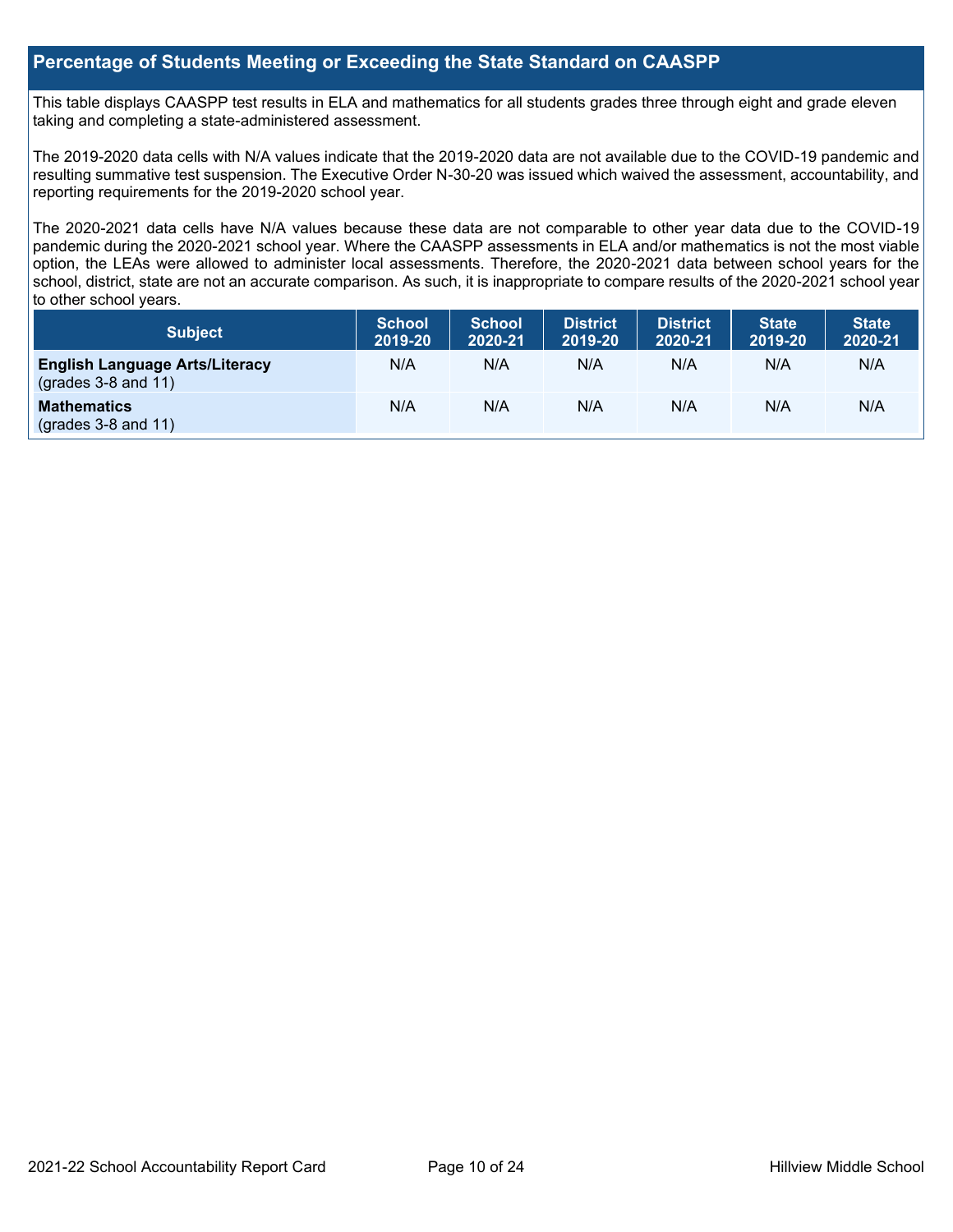## Percentage of Students Meeting or Exceeding the State Standard on CAASPP

This table displays CAASPP test results in ELA and mathematics for all students grades three through eight and grade eleven taking and completing a state-administered assessment.

The 2019-2020 data cells with N/A values indicate that the 2019-2020 data are not available due to the COVID-19 pandemic and resulting summative test suspension. The Executive Order N-30-20 was issued which waived the assessment, accountability, and reporting requirements for the 2019-2020 school year.

The 2020-2021 data cells have N/A values because these data are not comparable to other year data due to the COVID-19 pandemic during the 2020-2021 school year. Where the CAASPP assessments in ELA and/or mathematics is not the most viable option, the LEAs were allowed to administer local assessments. Therefore, the 2020-2021 data between school years for the school, district, state are not an accurate comparison. As such, it is inappropriate to compare results of the 2020-2021 school year to other school years.

| Subject | School 2019-20 | School 2020-21 | District 2019-20 | District 2020-21 | State 2019-20 | State 2020-21 |
|---|---|---|---|---|---|---|
| **English Language Arts/Literacy** (grades 3-8 and 11) | N/A | N/A | N/A | N/A | N/A | N/A |
| **Mathematics** (grades 3-8 and 11) | N/A | N/A | N/A | N/A | N/A | N/A |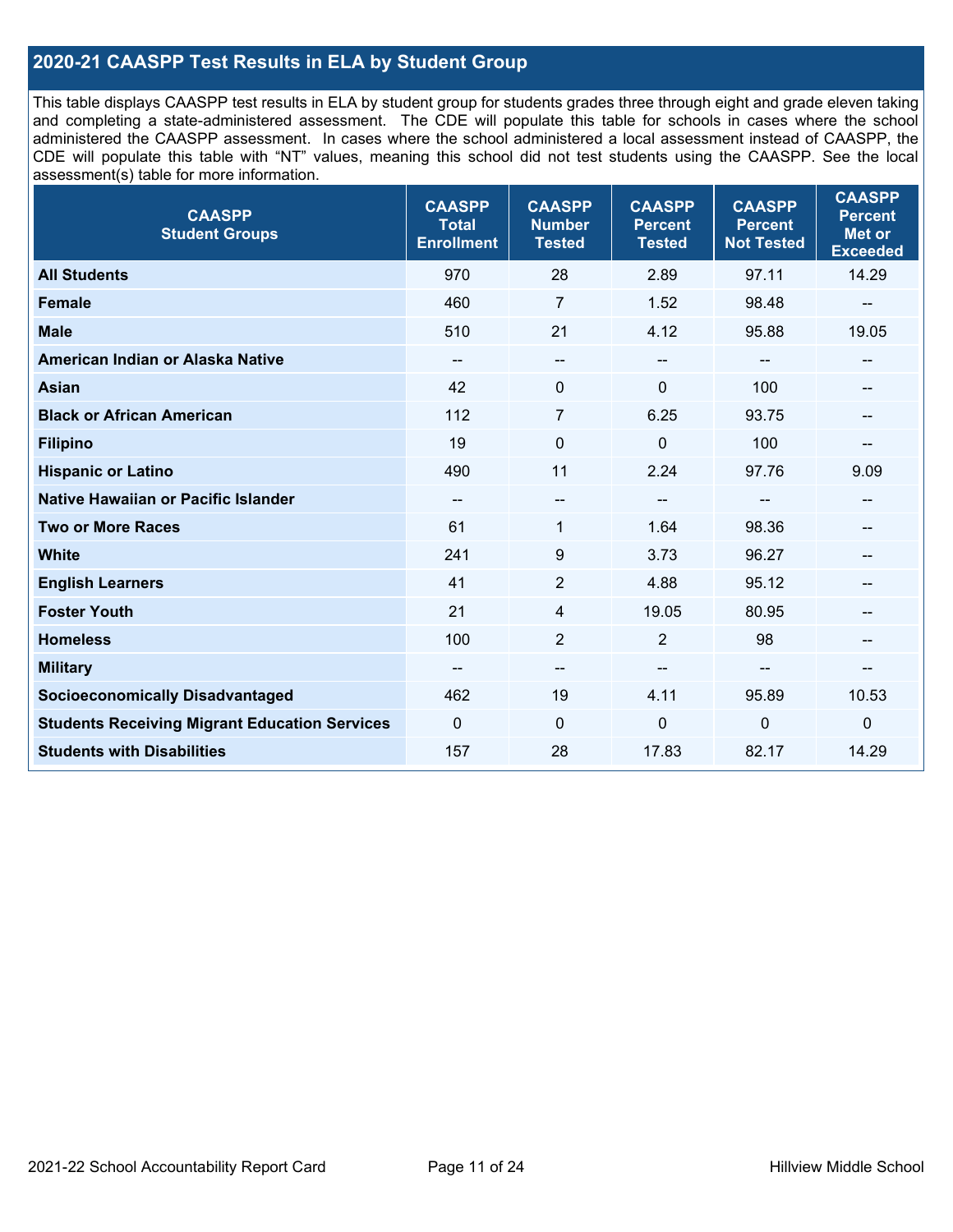## 2020-21 CAASPP Test Results in ELA by Student Group

This table displays CAASPP test results in ELA by student group for students grades three through eight and grade eleven taking and completing a state-administered assessment. The CDE will populate this table for schools in cases where the school administered the CAASPP assessment. In cases where the school administered a local assessment instead of CAASPP, the CDE will populate this table with "NT" values, meaning this school did not test students using the CAASPP. See the local assessment(s) table for more information.

| CAASPP Student Groups | CAASPP Total Enrollment | CAASPP Number Tested | CAASPP Percent Tested | CAASPP Percent Not Tested | CAASPP Percent Met or Exceeded |
|---|---|---|---|---|---|
| **All Students** | 970 | 28 | 2.89 | 97.11 | 14.29 |
| **Female** | 460 | 7 | 1.52 | 98.48 | -- |
| **Male** | 510 | 21 | 4.12 | 95.88 | 19.05 |
| **American Indian or Alaska Native** | -- | -- | -- | -- | -- |
| **Asian** | 42 | 0 | 0 | 100 | -- |
| **Black or African American** | 112 | 7 | 6.25 | 93.75 | -- |
| **Filipino** | 19 | 0 | 0 | 100 | -- |
| **Hispanic or Latino** | 490 | 11 | 2.24 | 97.76 | 9.09 |
| **Native Hawaiian or Pacific Islander** | -- | -- | -- | -- | -- |
| **Two or More Races** | 61 | 1 | 1.64 | 98.36 | -- |
| **White** | 241 | 9 | 3.73 | 96.27 | -- |
| **English Learners** | 41 | 2 | 4.88 | 95.12 | -- |
| **Foster Youth** | 21 | 4 | 19.05 | 80.95 | -- |
| **Homeless** | 100 | 2 | 2 | 98 | -- |
| **Military** | -- | -- | -- | -- | -- |
| **Socioeconomically Disadvantaged** | 462 | 19 | 4.11 | 95.89 | 10.53 |
| **Students Receiving Migrant Education Services** | 0 | 0 | 0 | 0 | 0 |
| **Students with Disabilities** | 157 | 28 | 17.83 | 82.17 | 14.29 |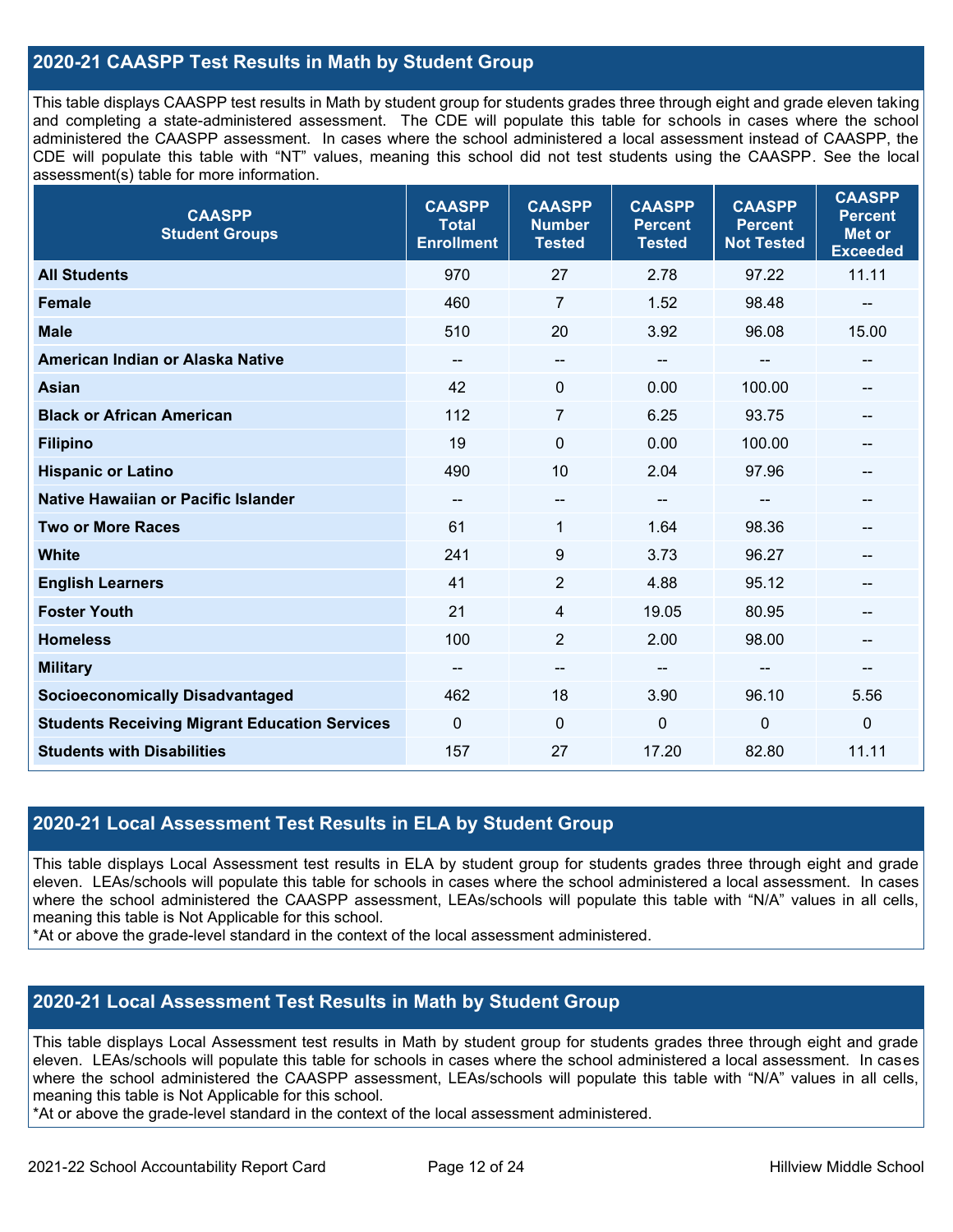## 2020-21 CAASPP Test Results in Math by Student Group

This table displays CAASPP test results in Math by student group for students grades three through eight and grade eleven taking and completing a state-administered assessment. The CDE will populate this table for schools in cases where the school administered the CAASPP assessment. In cases where the school administered a local assessment instead of CAASPP, the CDE will populate this table with "NT" values, meaning this school did not test students using the CAASPP. See the local assessment(s) table for more information.

| CAASPP Student Groups | CAASPP Total Enrollment | CAASPP Number Tested | CAASPP Percent Tested | CAASPP Percent Not Tested | CAASPP Percent Met or Exceeded |
|---|---|---|---|---|---|
| **All Students** | 970 | 27 | 2.78 | 97.22 | 11.11 |
| **Female** | 460 | 7 | 1.52 | 98.48 | -- |
| **Male** | 510 | 20 | 3.92 | 96.08 | 15.00 |
| **American Indian or Alaska Native** | -- | -- | -- | -- | -- |
| **Asian** | 42 | 0 | 0.00 | 100.00 | -- |
| **Black or African American** | 112 | 7 | 6.25 | 93.75 | -- |
| **Filipino** | 19 | 0 | 0.00 | 100.00 | -- |
| **Hispanic or Latino** | 490 | 10 | 2.04 | 97.96 | -- |
| **Native Hawaiian or Pacific Islander** | -- | -- | -- | -- | -- |
| **Two or More Races** | 61 | 1 | 1.64 | 98.36 | -- |
| **White** | 241 | 9 | 3.73 | 96.27 | -- |
| **English Learners** | 41 | 2 | 4.88 | 95.12 | -- |
| **Foster Youth** | 21 | 4 | 19.05 | 80.95 | -- |
| **Homeless** | 100 | 2 | 2.00 | 98.00 | -- |
| **Military** | -- | -- | -- | -- | -- |
| **Socioeconomically Disadvantaged** | 462 | 18 | 3.90 | 96.10 | 5.56 |
| **Students Receiving Migrant Education Services** | 0 | 0 | 0 | 0 | 0 |
| **Students with Disabilities** | 157 | 27 | 17.20 | 82.80 | 11.11 |

## 2020-21 Local Assessment Test Results in ELA by Student Group

This table displays Local Assessment test results in ELA by student group for students grades three through eight and grade eleven. LEAs/schools will populate this table for schools in cases where the school administered a local assessment. In cases where the school administered the CAASPP assessment, LEAs/schools will populate this table with "N/A" values in all cells, meaning this table is Not Applicable for this school.

*At or above the grade-level standard in the context of the local assessment administered.

## 2020-21 Local Assessment Test Results in Math by Student Group

This table displays Local Assessment test results in Math by student group for students grades three through eight and grade eleven. LEAs/schools will populate this table for schools in cases where the school administered a local assessment. In cases where the school administered the CAASPP assessment, LEAs/schools will populate this table with "N/A" values in all cells, meaning this table is Not Applicable for this school.

*At or above the grade-level standard in the context of the local assessment administered.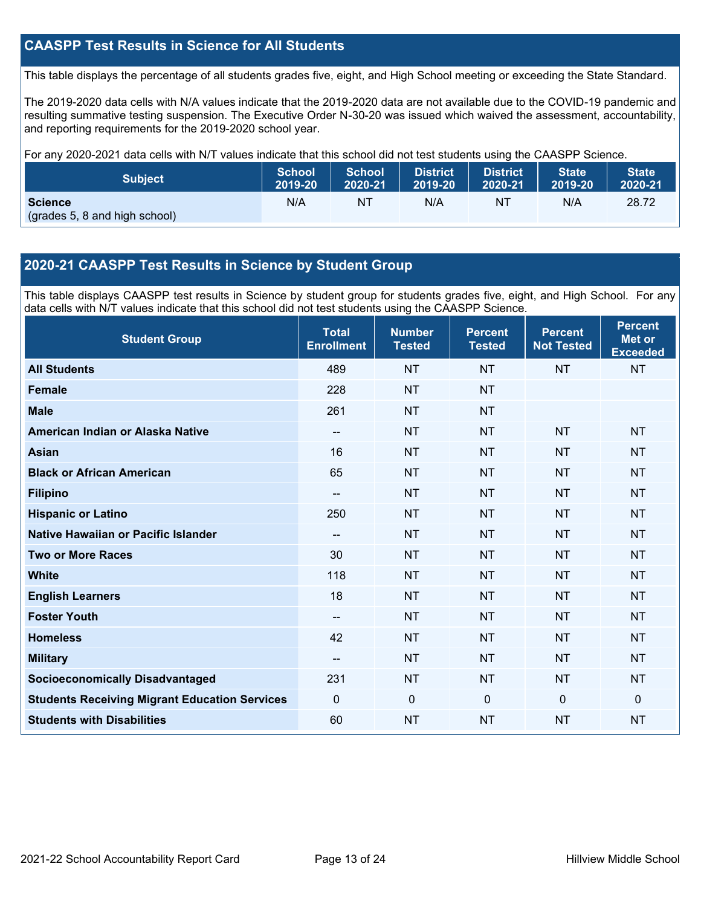## CAASPP Test Results in Science for All Students

This table displays the percentage of all students grades five, eight, and High School meeting or exceeding the State Standard.

The 2019-2020 data cells with N/A values indicate that the 2019-2020 data are not available due to the COVID-19 pandemic and resulting summative testing suspension. The Executive Order N-30-20 was issued which waived the assessment, accountability, and reporting requirements for the 2019-2020 school year.

For any 2020-2021 data cells with N/T values indicate that this school did not test students using the CAASPP Science.

| Subject | School 2019-20 | School 2020-21 | District 2019-20 | District 2020-21 | State 2019-20 | State 2020-21 |
|---|---|---|---|---|---|---|
| **Science** (grades 5, 8 and high school) | N/A | NT | N/A | NT | N/A | 28.72 |

## 2020-21 CAASPP Test Results in Science by Student Group

This table displays CAASPP test results in Science by student group for students grades five, eight, and High School. For any data cells with N/T values indicate that this school did not test students using the CAASPP Science.

| Student Group | Total Enrollment | Number Tested | Percent Tested | Percent Not Tested | Percent Met or Exceeded |
|---|---|---|---|---|---|
| **All Students** | 489 | NT | NT | NT | NT |
| **Female** | 228 | NT | NT | | |
| **Male** | 261 | NT | NT | | |
| **American Indian or Alaska Native** | -- | NT | NT | NT | NT |
| **Asian** | 16 | NT | NT | NT | NT |
| **Black or African American** | 65 | NT | NT | NT | NT |
| **Filipino** | -- | NT | NT | NT | NT |
| **Hispanic or Latino** | 250 | NT | NT | NT | NT |
| **Native Hawaiian or Pacific Islander** | -- | NT | NT | NT | NT |
| **Two or More Races** | 30 | NT | NT | NT | NT |
| **White** | 118 | NT | NT | NT | NT |
| **English Learners** | 18 | NT | NT | NT | NT |
| **Foster Youth** | -- | NT | NT | NT | NT |
| **Homeless** | 42 | NT | NT | NT | NT |
| **Military** | -- | NT | NT | NT | NT |
| **Socioeconomically Disadvantaged** | 231 | NT | NT | NT | NT |
| **Students Receiving Migrant Education Services** | 0 | 0 | 0 | 0 | 0 |
| **Students with Disabilities** | 60 | NT | NT | NT | NT |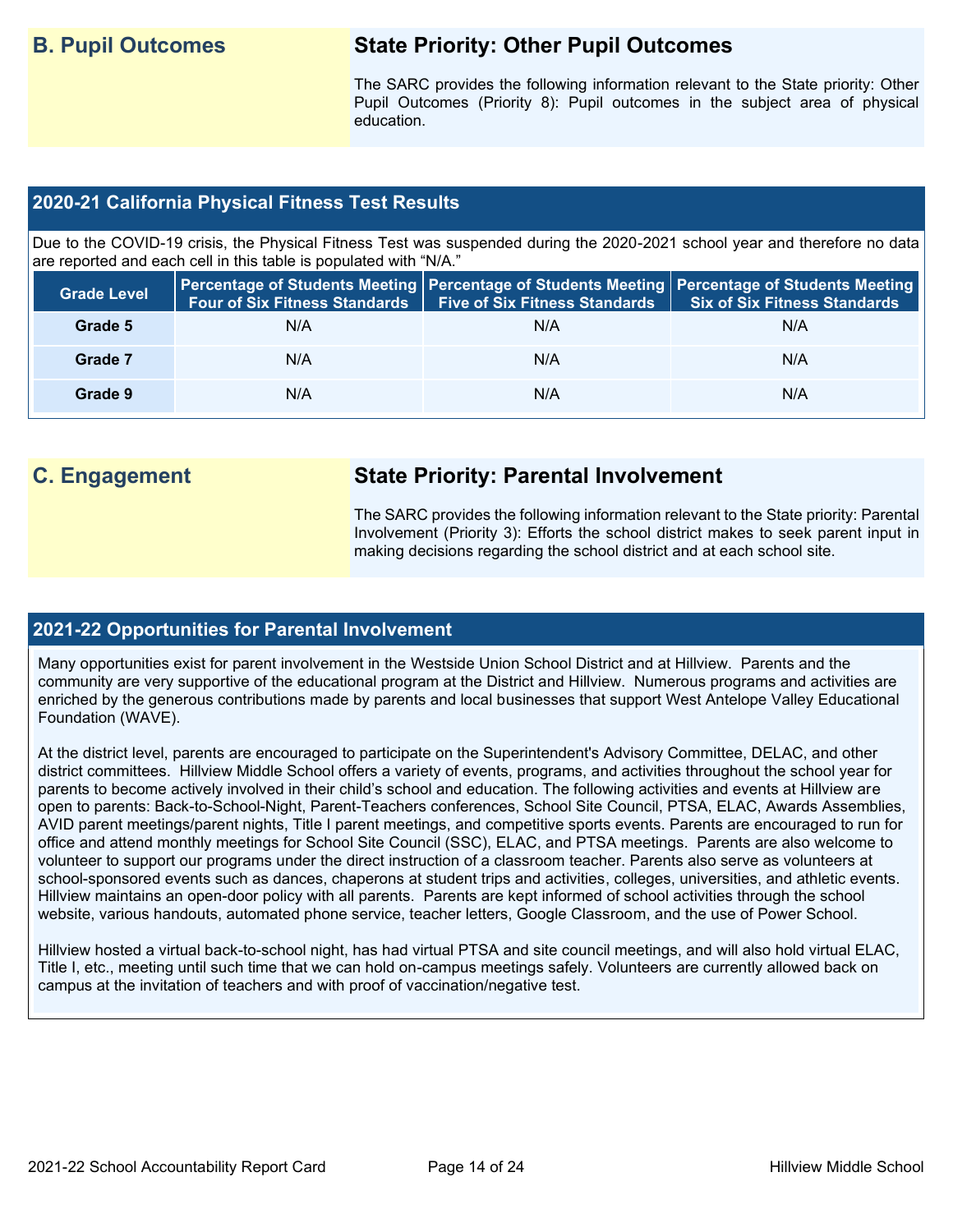## B. Pupil Outcomes

### State Priority: Other Pupil Outcomes

The SARC provides the following information relevant to the State priority: Other Pupil Outcomes (Priority 8): Pupil outcomes in the subject area of physical education.

### 2020-21 California Physical Fitness Test Results

Due to the COVID-19 crisis, the Physical Fitness Test was suspended during the 2020-2021 school year and therefore no data are reported and each cell in this table is populated with "N/A."

| Grade Level | Percentage of Students Meeting Four of Six Fitness Standards | Percentage of Students Meeting Five of Six Fitness Standards | Percentage of Students Meeting Six of Six Fitness Standards |
|---|---|---|---|
| Grade 5 | N/A | N/A | N/A |
| Grade 7 | N/A | N/A | N/A |
| Grade 9 | N/A | N/A | N/A |

## C. Engagement

### State Priority: Parental Involvement

The SARC provides the following information relevant to the State priority: Parental Involvement (Priority 3): Efforts the school district makes to seek parent input in making decisions regarding the school district and at each school site.

### 2021-22 Opportunities for Parental Involvement

Many opportunities exist for parent involvement in the Westside Union School District and at Hillview. Parents and the community are very supportive of the educational program at the District and Hillview. Numerous programs and activities are enriched by the generous contributions made by parents and local businesses that support West Antelope Valley Educational Foundation (WAVE).

At the district level, parents are encouraged to participate on the Superintendent's Advisory Committee, DELAC, and other district committees. Hillview Middle School offers a variety of events, programs, and activities throughout the school year for parents to become actively involved in their child's school and education. The following activities and events at Hillview are open to parents: Back-to-School-Night, Parent-Teachers conferences, School Site Council, PTSA, ELAC, Awards Assemblies, AVID parent meetings/parent nights, Title I parent meetings, and competitive sports events. Parents are encouraged to run for office and attend monthly meetings for School Site Council (SSC), ELAC, and PTSA meetings. Parents are also welcome to volunteer to support our programs under the direct instruction of a classroom teacher. Parents also serve as volunteers at school-sponsored events such as dances, chaperons at student trips and activities, colleges, universities, and athletic events. Hillview maintains an open-door policy with all parents. Parents are kept informed of school activities through the school website, various handouts, automated phone service, teacher letters, Google Classroom, and the use of Power School.

Hillview hosted a virtual back-to-school night, has had virtual PTSA and site council meetings, and will also hold virtual ELAC, Title I, etc., meeting until such time that we can hold on-campus meetings safely. Volunteers are currently allowed back on campus at the invitation of teachers and with proof of vaccination/negative test.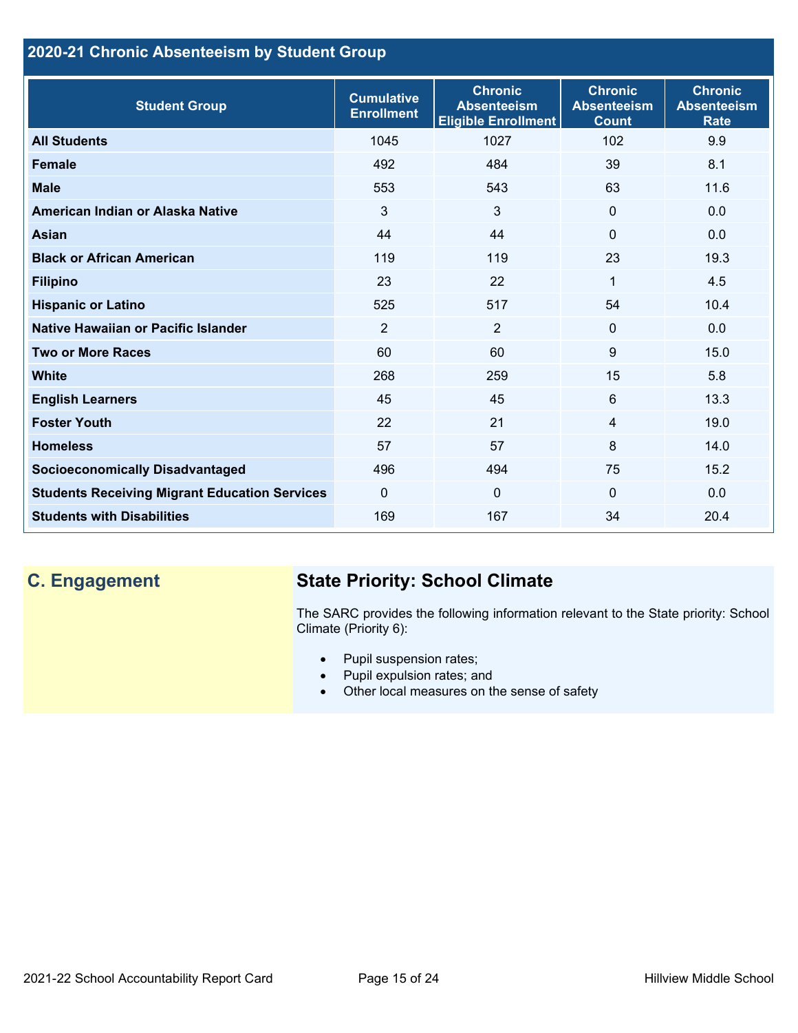## 2020-21 Chronic Absenteeism by Student Group

| Student Group | Cumulative Enrollment | Chronic Absenteeism Eligible Enrollment | Chronic Absenteeism Count | Chronic Absenteeism Rate |
|---|---|---|---|---|
| **All Students** | 1045 | 1027 | 102 | 9.9 |
| **Female** | 492 | 484 | 39 | 8.1 |
| **Male** | 553 | 543 | 63 | 11.6 |
| **American Indian or Alaska Native** | 3 | 3 | 0 | 0.0 |
| **Asian** | 44 | 44 | 0 | 0.0 |
| **Black or African American** | 119 | 119 | 23 | 19.3 |
| **Filipino** | 23 | 22 | 1 | 4.5 |
| **Hispanic or Latino** | 525 | 517 | 54 | 10.4 |
| **Native Hawaiian or Pacific Islander** | 2 | 2 | 0 | 0.0 |
| **Two or More Races** | 60 | 60 | 9 | 15.0 |
| **White** | 268 | 259 | 15 | 5.8 |
| **English Learners** | 45 | 45 | 6 | 13.3 |
| **Foster Youth** | 22 | 21 | 4 | 19.0 |
| **Homeless** | 57 | 57 | 8 | 14.0 |
| **Socioeconomically Disadvantaged** | 496 | 494 | 75 | 15.2 |
| **Students Receiving Migrant Education Services** | 0 | 0 | 0 | 0.0 |
| **Students with Disabilities** | 169 | 167 | 34 | 20.4 |

## C. Engagement

### State Priority: School Climate

The SARC provides the following information relevant to the State priority: School Climate (Priority 6):

- Pupil suspension rates;
- Pupil expulsion rates; and
- Other local measures on the sense of safety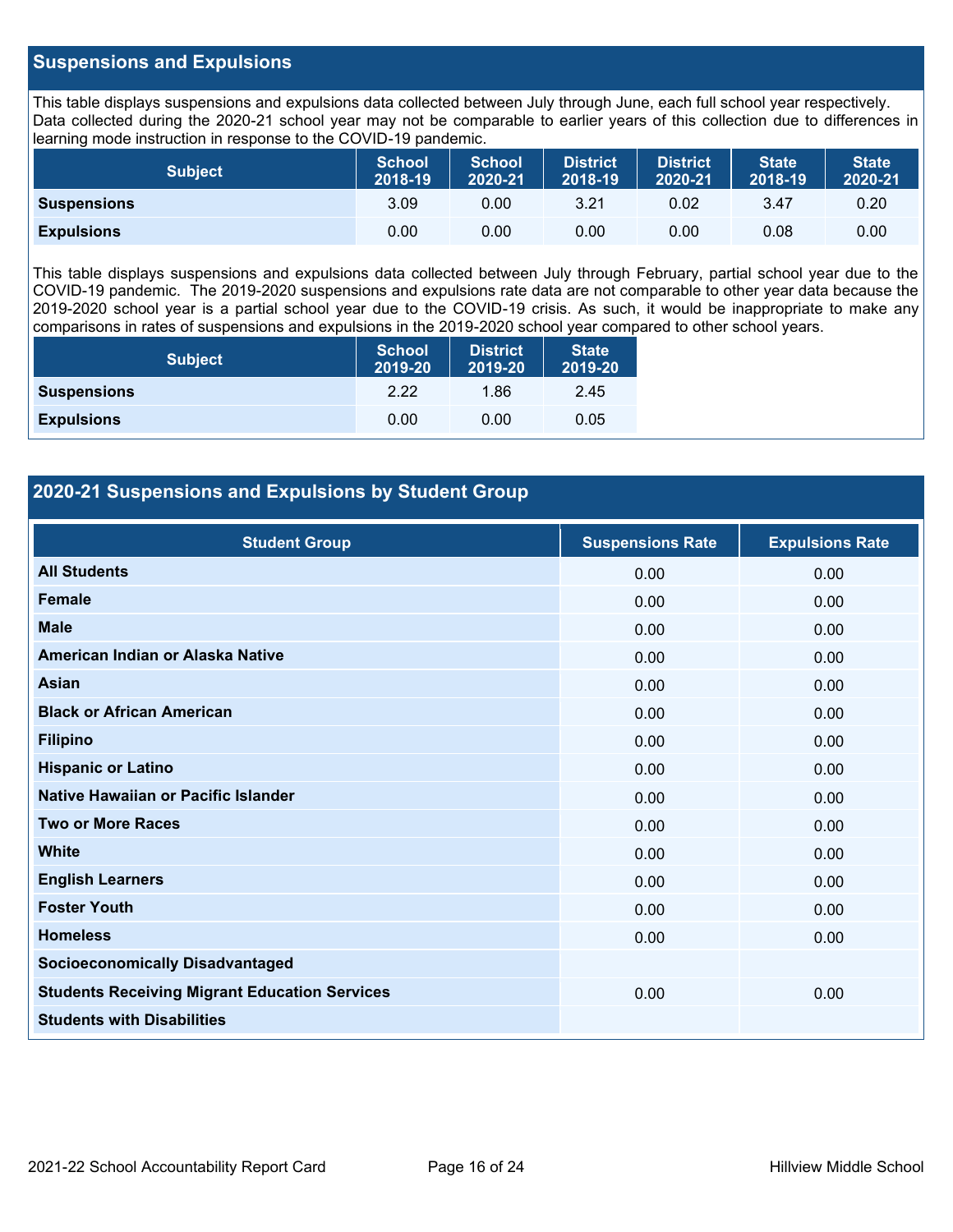## Suspensions and Expulsions

This table displays suspensions and expulsions data collected between July through June, each full school year respectively. Data collected during the 2020-21 school year may not be comparable to earlier years of this collection due to differences in learning mode instruction in response to the COVID-19 pandemic.

| Subject | School 2018-19 | School 2020-21 | District 2018-19 | District 2020-21 | State 2018-19 | State 2020-21 |
|---|---|---|---|---|---|---|
| **Suspensions** | 3.09 | 0.00 | 3.21 | 0.02 | 3.47 | 0.20 |
| **Expulsions** | 0.00 | 0.00 | 0.00 | 0.00 | 0.08 | 0.00 |

This table displays suspensions and expulsions data collected between July through February, partial school year due to the COVID-19 pandemic. The 2019-2020 suspensions and expulsions rate data are not comparable to other year data because the 2019-2020 school year is a partial school year due to the COVID-19 crisis. As such, it would be inappropriate to make any comparisons in rates of suspensions and expulsions in the 2019-2020 school year compared to other school years.

| Subject | School 2019-20 | District 2019-20 | State 2019-20 |
|---|---|---|---|
| **Suspensions** | 2.22 | 1.86 | 2.45 |
| **Expulsions** | 0.00 | 0.00 | 0.05 |

## 2020-21 Suspensions and Expulsions by Student Group

| Student Group | Suspensions Rate | Expulsions Rate |
|---|---|---|
| **All Students** | 0.00 | 0.00 |
| **Female** | 0.00 | 0.00 |
| **Male** | 0.00 | 0.00 |
| **American Indian or Alaska Native** | 0.00 | 0.00 |
| **Asian** | 0.00 | 0.00 |
| **Black or African American** | 0.00 | 0.00 |
| **Filipino** | 0.00 | 0.00 |
| **Hispanic or Latino** | 0.00 | 0.00 |
| **Native Hawaiian or Pacific Islander** | 0.00 | 0.00 |
| **Two or More Races** | 0.00 | 0.00 |
| **White** | 0.00 | 0.00 |
| **English Learners** | 0.00 | 0.00 |
| **Foster Youth** | 0.00 | 0.00 |
| **Homeless** | 0.00 | 0.00 |
| **Socioeconomically Disadvantaged** | | |
| **Students Receiving Migrant Education Services** | 0.00 | 0.00 |
| **Students with Disabilities** | | |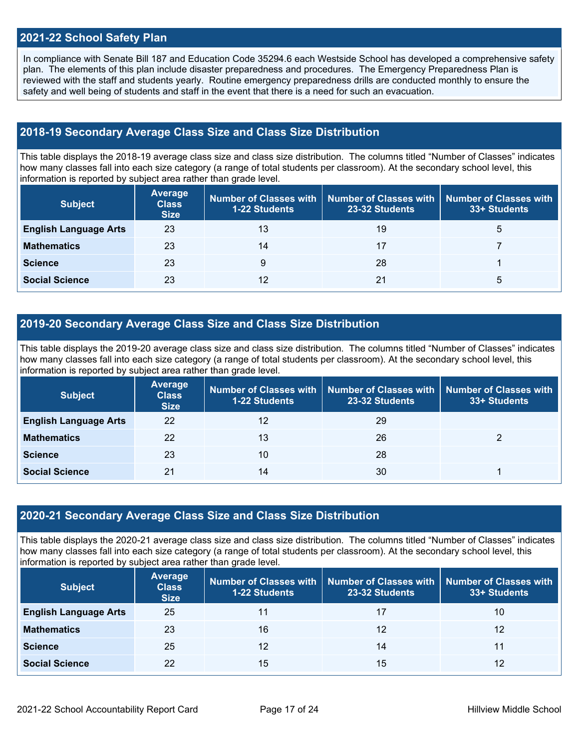## 2021-22 School Safety Plan

In compliance with Senate Bill 187 and Education Code 35294.6 each Westside School has developed a comprehensive safety plan. The elements of this plan include disaster preparedness and procedures. The Emergency Preparedness Plan is reviewed with the staff and students yearly. Routine emergency preparedness drills are conducted monthly to ensure the safety and well being of students and staff in the event that there is a need for such an evacuation.

## 2018-19 Secondary Average Class Size and Class Size Distribution

This table displays the 2018-19 average class size and class size distribution. The columns titled "Number of Classes" indicates how many classes fall into each size category (a range of total students per classroom). At the secondary school level, this information is reported by subject area rather than grade level.

| Subject | Average Class Size | Number of Classes with 1-22 Students | Number of Classes with 23-32 Students | Number of Classes with 33+ Students |
|---|---|---|---|---|
| English Language Arts | 23 | 13 | 19 | 5 |
| Mathematics | 23 | 14 | 17 | 7 |
| Science | 23 | 9 | 28 | 1 |
| Social Science | 23 | 12 | 21 | 5 |

## 2019-20 Secondary Average Class Size and Class Size Distribution

This table displays the 2019-20 average class size and class size distribution. The columns titled "Number of Classes" indicates how many classes fall into each size category (a range of total students per classroom). At the secondary school level, this information is reported by subject area rather than grade level.

| Subject | Average Class Size | Number of Classes with 1-22 Students | Number of Classes with 23-32 Students | Number of Classes with 33+ Students |
|---|---|---|---|---|
| English Language Arts | 22 | 12 | 29 | |
| Mathematics | 22 | 13 | 26 | 2 |
| Science | 23 | 10 | 28 | |
| Social Science | 21 | 14 | 30 | 1 |

## 2020-21 Secondary Average Class Size and Class Size Distribution

This table displays the 2020-21 average class size and class size distribution. The columns titled "Number of Classes" indicates how many classes fall into each size category (a range of total students per classroom). At the secondary school level, this information is reported by subject area rather than grade level.

| Subject | Average Class Size | Number of Classes with 1-22 Students | Number of Classes with 23-32 Students | Number of Classes with 33+ Students |
|---|---|---|---|---|
| English Language Arts | 25 | 11 | 17 | 10 |
| Mathematics | 23 | 16 | 12 | 12 |
| Science | 25 | 12 | 14 | 11 |
| Social Science | 22 | 15 | 15 | 12 |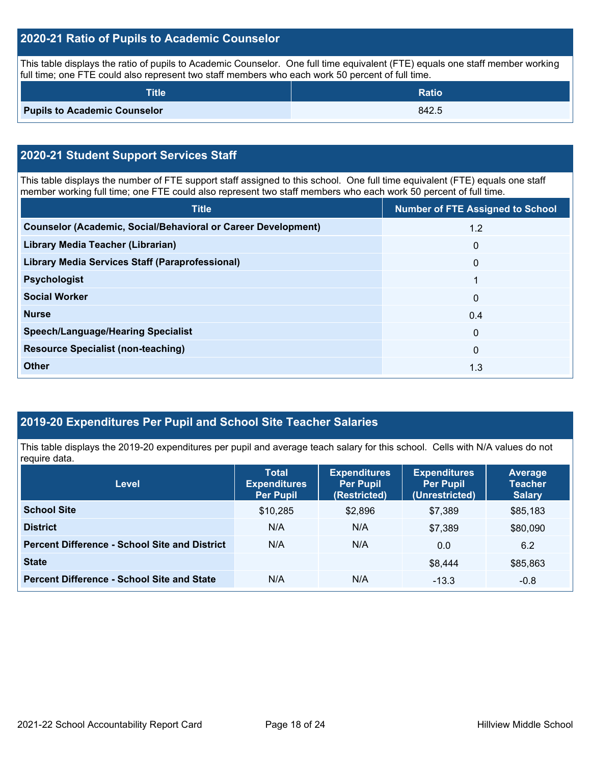## 2020-21 Ratio of Pupils to Academic Counselor

This table displays the ratio of pupils to Academic Counselor. One full time equivalent (FTE) equals one staff member working full time; one FTE could also represent two staff members who each work 50 percent of full time.

| Title | Ratio |
| --- | --- |
| **Pupils to Academic Counselor** | 842.5 |

## 2020-21 Student Support Services Staff

This table displays the number of FTE support staff assigned to this school. One full time equivalent (FTE) equals one staff member working full time; one FTE could also represent two staff members who each work 50 percent of full time.

| Title | Number of FTE Assigned to School |
| --- | --- |
| **Counselor (Academic, Social/Behavioral or Career Development)** | 1.2 |
| **Library Media Teacher (Librarian)** | 0 |
| **Library Media Services Staff (Paraprofessional)** | 0 |
| **Psychologist** | 1 |
| **Social Worker** | 0 |
| **Nurse** | 0.4 |
| **Speech/Language/Hearing Specialist** | 0 |
| **Resource Specialist (non-teaching)** | 0 |
| **Other** | 1.3 |

## 2019-20 Expenditures Per Pupil and School Site Teacher Salaries

This table displays the 2019-20 expenditures per pupil and average teach salary for this school. Cells with N/A values do not require data.

| Level | Total Expenditures Per Pupil | Expenditures Per Pupil (Restricted) | Expenditures Per Pupil (Unrestricted) | Average Teacher Salary |
| --- | --- | --- | --- | --- |
| **School Site** | $10,285 | $2,896 | $7,389 | $85,183 |
| **District** | N/A | N/A | $7,389 | $80,090 |
| **Percent Difference - School Site and District** | N/A | N/A | 0.0 | 6.2 |
| **State** | | | $8,444 | $85,863 |
| **Percent Difference - School Site and State** | N/A | N/A | -13.3 | -0.8 |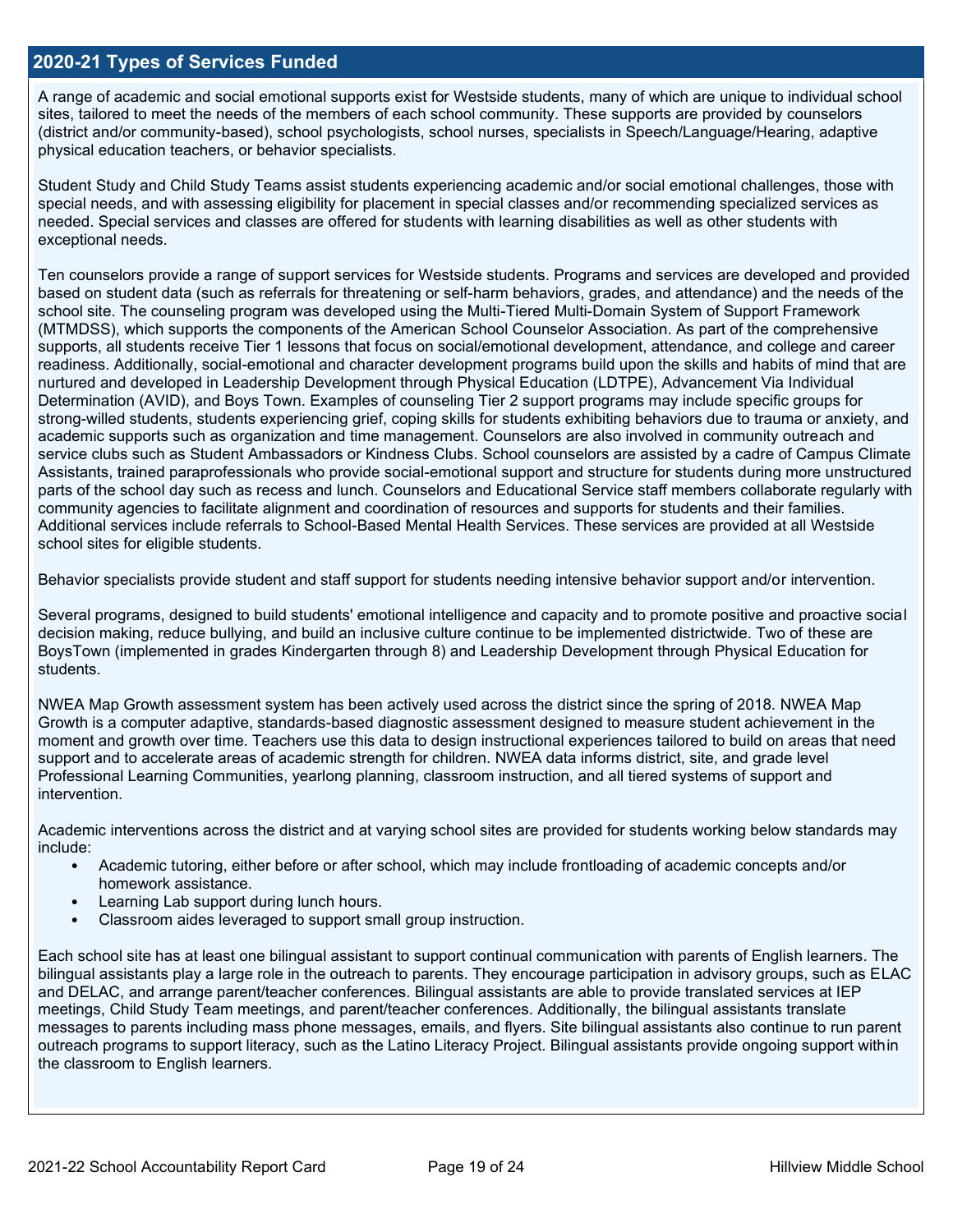## 2020-21 Types of Services Funded

A range of academic and social emotional supports exist for Westside students, many of which are unique to individual school sites, tailored to meet the needs of the members of each school community. These supports are provided by counselors (district and/or community-based), school psychologists, school nurses, specialists in Speech/Language/Hearing, adaptive physical education teachers, or behavior specialists.

Student Study and Child Study Teams assist students experiencing academic and/or social emotional challenges, those with special needs, and with assessing eligibility for placement in special classes and/or recommending specialized services as needed. Special services and classes are offered for students with learning disabilities as well as other students with exceptional needs.

Ten counselors provide a range of support services for Westside students. Programs and services are developed and provided based on student data (such as referrals for threatening or self-harm behaviors, grades, and attendance) and the needs of the school site. The counseling program was developed using the Multi-Tiered Multi-Domain System of Support Framework (MTMDSS), which supports the components of the American School Counselor Association. As part of the comprehensive supports, all students receive Tier 1 lessons that focus on social/emotional development, attendance, and college and career readiness. Additionally, social-emotional and character development programs build upon the skills and habits of mind that are nurtured and developed in Leadership Development through Physical Education (LDTPE), Advancement Via Individual Determination (AVID), and Boys Town. Examples of counseling Tier 2 support programs may include specific groups for strong-willed students, students experiencing grief, coping skills for students exhibiting behaviors due to trauma or anxiety, and academic supports such as organization and time management. Counselors are also involved in community outreach and service clubs such as Student Ambassadors or Kindness Clubs. School counselors are assisted by a cadre of Campus Climate Assistants, trained paraprofessionals who provide social-emotional support and structure for students during more unstructured parts of the school day such as recess and lunch. Counselors and Educational Service staff members collaborate regularly with community agencies to facilitate alignment and coordination of resources and supports for students and their families. Additional services include referrals to School-Based Mental Health Services. These services are provided at all Westside school sites for eligible students.

Behavior specialists provide student and staff support for students needing intensive behavior support and/or intervention.

Several programs, designed to build students' emotional intelligence and capacity and to promote positive and proactive social decision making, reduce bullying, and build an inclusive culture continue to be implemented districtwide. Two of these are BoysTown (implemented in grades Kindergarten through 8) and Leadership Development through Physical Education for students.

NWEA Map Growth assessment system has been actively used across the district since the spring of 2018. NWEA Map Growth is a computer adaptive, standards-based diagnostic assessment designed to measure student achievement in the moment and growth over time. Teachers use this data to design instructional experiences tailored to build on areas that need support and to accelerate areas of academic strength for children. NWEA data informs district, site, and grade level Professional Learning Communities, yearlong planning, classroom instruction, and all tiered systems of support and intervention.

Academic interventions across the district and at varying school sites are provided for students working below standards may include:

- Academic tutoring, either before or after school, which may include frontloading of academic concepts and/or homework assistance.
- Learning Lab support during lunch hours.
- Classroom aides leveraged to support small group instruction.

Each school site has at least one bilingual assistant to support continual communication with parents of English learners. The bilingual assistants play a large role in the outreach to parents. They encourage participation in advisory groups, such as ELAC and DELAC, and arrange parent/teacher conferences. Bilingual assistants are able to provide translated services at IEP meetings, Child Study Team meetings, and parent/teacher conferences. Additionally, the bilingual assistants translate messages to parents including mass phone messages, emails, and flyers. Site bilingual assistants also continue to run parent outreach programs to support literacy, such as the Latino Literacy Project. Bilingual assistants provide ongoing support within the classroom to English learners.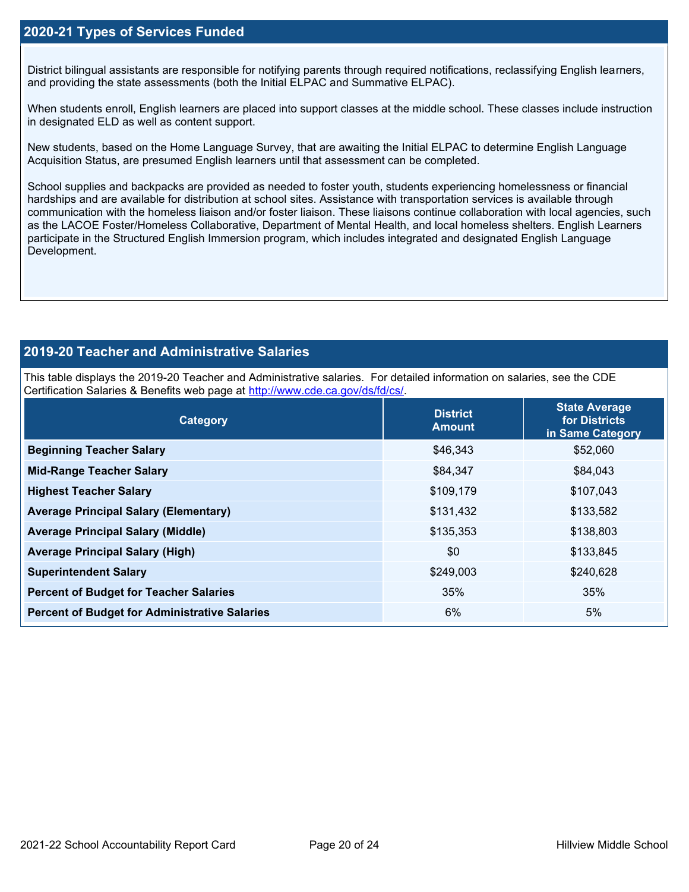## 2020-21 Types of Services Funded

District bilingual assistants are responsible for notifying parents through required notifications, reclassifying English learners, and providing the state assessments (both the Initial ELPAC and Summative ELPAC).

When students enroll, English learners are placed into support classes at the middle school. These classes include instruction in designated ELD as well as content support.

New students, based on the Home Language Survey, that are awaiting the Initial ELPAC to determine English Language Acquisition Status, are presumed English learners until that assessment can be completed.

School supplies and backpacks are provided as needed to foster youth, students experiencing homelessness or financial hardships and are available for distribution at school sites. Assistance with transportation services is available through communication with the homeless liaison and/or foster liaison. These liaisons continue collaboration with local agencies, such as the LACOE Foster/Homeless Collaborative, Department of Mental Health, and local homeless shelters. English Learners participate in the Structured English Immersion program, which includes integrated and designated English Language Development.

## 2019-20 Teacher and Administrative Salaries

This table displays the 2019-20 Teacher and Administrative salaries. For detailed information on salaries, see the CDE Certification Salaries & Benefits web page at http://www.cde.ca.gov/ds/fd/cs/.

| Category | District Amount | State Average for Districts in Same Category |
| --- | --- | --- |
| Beginning Teacher Salary | $46,343 | $52,060 |
| Mid-Range Teacher Salary | $84,347 | $84,043 |
| Highest Teacher Salary | $109,179 | $107,043 |
| Average Principal Salary (Elementary) | $131,432 | $133,582 |
| Average Principal Salary (Middle) | $135,353 | $138,803 |
| Average Principal Salary (High) | $0 | $133,845 |
| Superintendent Salary | $249,003 | $240,628 |
| Percent of Budget for Teacher Salaries | 35% | 35% |
| Percent of Budget for Administrative Salaries | 6% | 5% |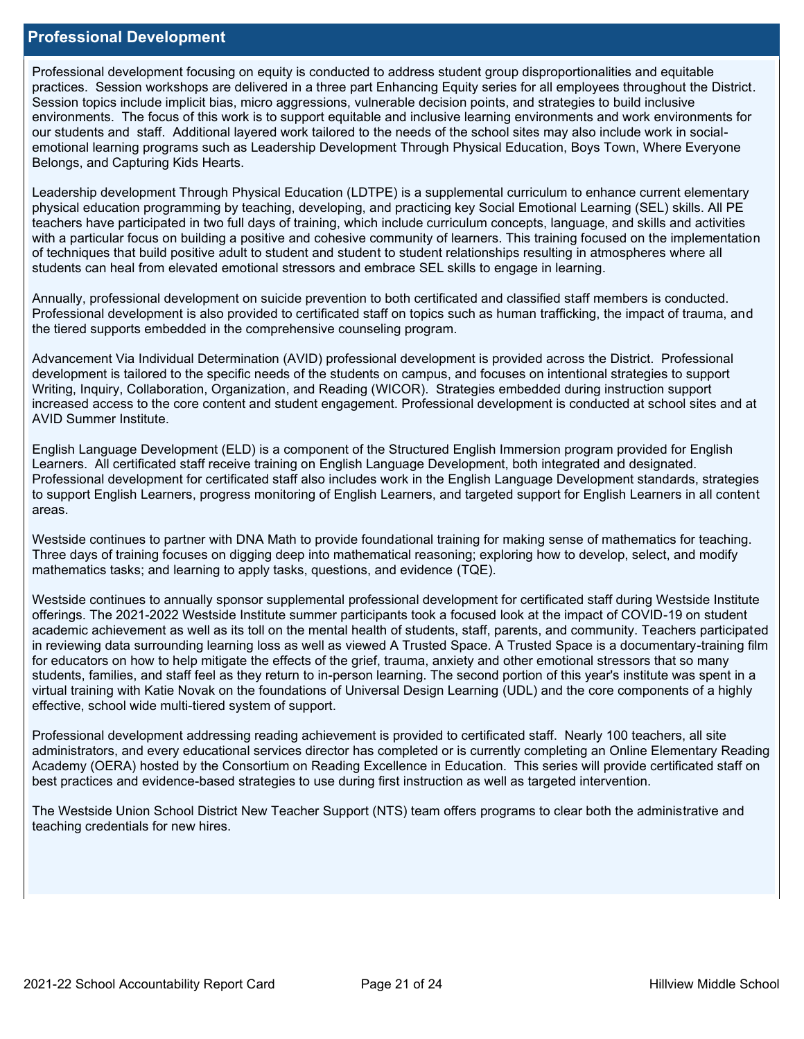## Professional Development

Professional development focusing on equity is conducted to address student group disproportionalities and equitable practices. Session workshops are delivered in a three part Enhancing Equity series for all employees throughout the District. Session topics include implicit bias, micro aggressions, vulnerable decision points, and strategies to build inclusive environments. The focus of this work is to support equitable and inclusive learning environments and work environments for our students and staff. Additional layered work tailored to the needs of the school sites may also include work in social-emotional learning programs such as Leadership Development Through Physical Education, Boys Town, Where Everyone Belongs, and Capturing Kids Hearts.

Leadership development Through Physical Education (LDTPE) is a supplemental curriculum to enhance current elementary physical education programming by teaching, developing, and practicing key Social Emotional Learning (SEL) skills. All PE teachers have participated in two full days of training, which include curriculum concepts, language, and skills and activities with a particular focus on building a positive and cohesive community of learners. This training focused on the implementation of techniques that build positive adult to student and student to student relationships resulting in atmospheres where all students can heal from elevated emotional stressors and embrace SEL skills to engage in learning.

Annually, professional development on suicide prevention to both certificated and classified staff members is conducted. Professional development is also provided to certificated staff on topics such as human trafficking, the impact of trauma, and the tiered supports embedded in the comprehensive counseling program.

Advancement Via Individual Determination (AVID) professional development is provided across the District. Professional development is tailored to the specific needs of the students on campus, and focuses on intentional strategies to support Writing, Inquiry, Collaboration, Organization, and Reading (WICOR). Strategies embedded during instruction support increased access to the core content and student engagement. Professional development is conducted at school sites and at AVID Summer Institute.

English Language Development (ELD) is a component of the Structured English Immersion program provided for English Learners. All certificated staff receive training on English Language Development, both integrated and designated. Professional development for certificated staff also includes work in the English Language Development standards, strategies to support English Learners, progress monitoring of English Learners, and targeted support for English Learners in all content areas.

Westside continues to partner with DNA Math to provide foundational training for making sense of mathematics for teaching. Three days of training focuses on digging deep into mathematical reasoning; exploring how to develop, select, and modify mathematics tasks; and learning to apply tasks, questions, and evidence (TQE).

Westside continues to annually sponsor supplemental professional development for certificated staff during Westside Institute offerings. The 2021-2022 Westside Institute summer participants took a focused look at the impact of COVID-19 on student academic achievement as well as its toll on the mental health of students, staff, parents, and community. Teachers participated in reviewing data surrounding learning loss as well as viewed A Trusted Space. A Trusted Space is a documentary-training film for educators on how to help mitigate the effects of the grief, trauma, anxiety and other emotional stressors that so many students, families, and staff feel as they return to in-person learning. The second portion of this year's institute was spent in a virtual training with Katie Novak on the foundations of Universal Design Learning (UDL) and the core components of a highly effective, school wide multi-tiered system of support.

Professional development addressing reading achievement is provided to certificated staff. Nearly 100 teachers, all site administrators, and every educational services director has completed or is currently completing an Online Elementary Reading Academy (OERA) hosted by the Consortium on Reading Excellence in Education. This series will provide certificated staff on best practices and evidence-based strategies to use during first instruction as well as targeted intervention.

The Westside Union School District New Teacher Support (NTS) team offers programs to clear both the administrative and teaching credentials for new hires.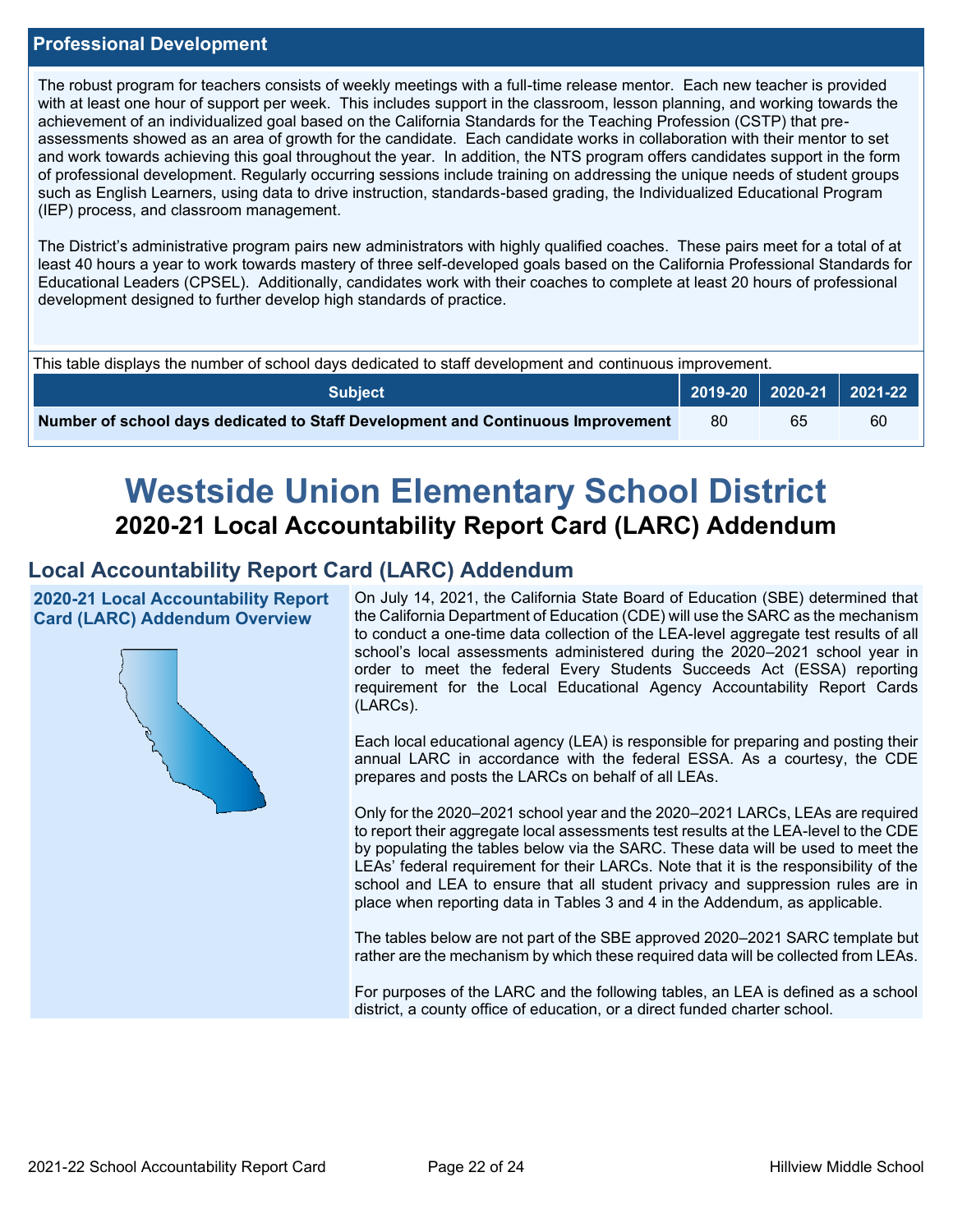## Professional Development

The robust program for teachers consists of weekly meetings with a full-time release mentor. Each new teacher is provided with at least one hour of support per week. This includes support in the classroom, lesson planning, and working towards the achievement of an individualized goal based on the California Standards for the Teaching Profession (CSTP) that pre-assessments showed as an area of growth for the candidate. Each candidate works in collaboration with their mentor to set and work towards achieving this goal throughout the year. In addition, the NTS program offers candidates support in the form of professional development. Regularly occurring sessions include training on addressing the unique needs of student groups such as English Learners, using data to drive instruction, standards-based grading, the Individualized Educational Program (IEP) process, and classroom management.

The District's administrative program pairs new administrators with highly qualified coaches. These pairs meet for a total of at least 40 hours a year to work towards mastery of three self-developed goals based on the California Professional Standards for Educational Leaders (CPSEL). Additionally, candidates work with their coaches to complete at least 20 hours of professional development designed to further develop high standards of practice.

This table displays the number of school days dedicated to staff development and continuous improvement.

| Subject | 2019-20 | 2020-21 | 2021-22 |
|---|---|---|---|
| **Number of school days dedicated to Staff Development and Continuous Improvement** | 80 | 65 | 60 |

# Westside Union Elementary School District

## 2020-21 Local Accountability Report Card (LARC) Addendum

## Local Accountability Report Card (LARC) Addendum

### 2020-21 Local Accountability Report Card (LARC) Addendum Overview

On July 14, 2021, the California State Board of Education (SBE) determined that the California Department of Education (CDE) will use the SARC as the mechanism to conduct a one-time data collection of the LEA-level aggregate test results of all school's local assessments administered during the 2020–2021 school year in order to meet the federal Every Students Succeeds Act (ESSA) reporting requirement for the Local Educational Agency Accountability Report Cards (LARCs).

Each local educational agency (LEA) is responsible for preparing and posting their annual LARC in accordance with the federal ESSA. As a courtesy, the CDE prepares and posts the LARCs on behalf of all LEAs.

Only for the 2020–2021 school year and the 2020–2021 LARCs, LEAs are required to report their aggregate local assessments test results at the LEA-level to the CDE by populating the tables below via the SARC. These data will be used to meet the LEAs' federal requirement for their LARCs. Note that it is the responsibility of the school and LEA to ensure that all student privacy and suppression rules are in place when reporting data in Tables 3 and 4 in the Addendum, as applicable.

The tables below are not part of the SBE approved 2020–2021 SARC template but rather are the mechanism by which these required data will be collected from LEAs.

For purposes of the LARC and the following tables, an LEA is defined as a school district, a county office of education, or a direct funded charter school.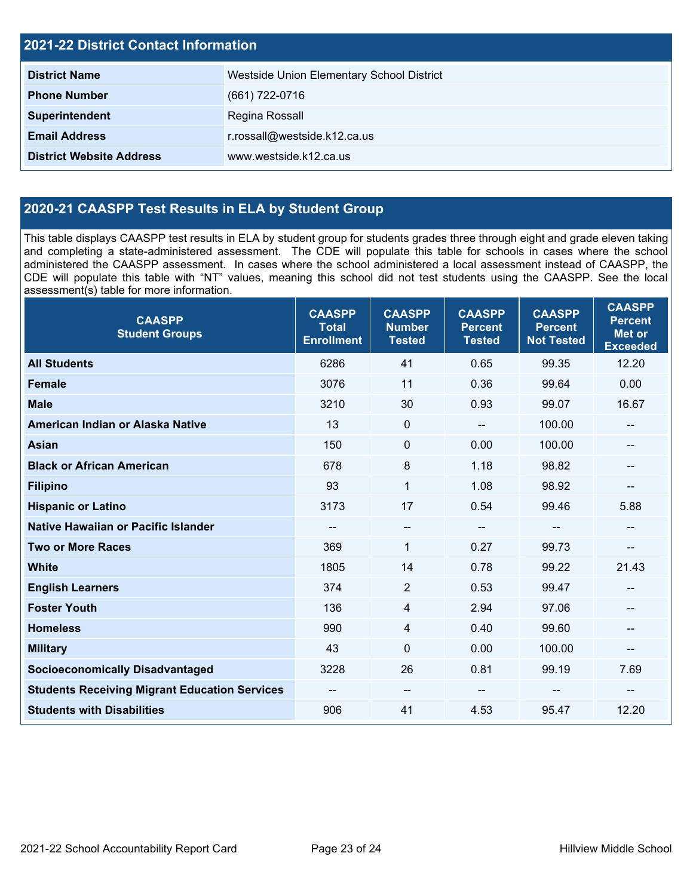## 2021-22 District Contact Information

| | |
|---|---|
| **District Name** | Westside Union Elementary School District |
| **Phone Number** | (661) 722-0716 |
| **Superintendent** | Regina Rossall |
| **Email Address** | r.rossall@westside.k12.ca.us |
| **District Website Address** | www.westside.k12.ca.us |

## 2020-21 CAASPP Test Results in ELA by Student Group

This table displays CAASPP test results in ELA by student group for students grades three through eight and grade eleven taking and completing a state-administered assessment. The CDE will populate this table for schools in cases where the school administered the CAASPP assessment. In cases where the school administered a local assessment instead of CAASPP, the CDE will populate this table with "NT" values, meaning this school did not test students using the CAASPP. See the local assessment(s) table for more information.

| CAASPP Student Groups | CAASPP Total Enrollment | CAASPP Number Tested | CAASPP Percent Tested | CAASPP Percent Not Tested | CAASPP Percent Met or Exceeded |
|---|---|---|---|---|---|
| **All Students** | 6286 | 41 | 0.65 | 99.35 | 12.20 |
| **Female** | 3076 | 11 | 0.36 | 99.64 | 0.00 |
| **Male** | 3210 | 30 | 0.93 | 99.07 | 16.67 |
| **American Indian or Alaska Native** | 13 | 0 | -- | 100.00 | -- |
| **Asian** | 150 | 0 | 0.00 | 100.00 | -- |
| **Black or African American** | 678 | 8 | 1.18 | 98.82 | -- |
| **Filipino** | 93 | 1 | 1.08 | 98.92 | -- |
| **Hispanic or Latino** | 3173 | 17 | 0.54 | 99.46 | 5.88 |
| **Native Hawaiian or Pacific Islander** | -- | -- | -- | -- | -- |
| **Two or More Races** | 369 | 1 | 0.27 | 99.73 | -- |
| **White** | 1805 | 14 | 0.78 | 99.22 | 21.43 |
| **English Learners** | 374 | 2 | 0.53 | 99.47 | -- |
| **Foster Youth** | 136 | 4 | 2.94 | 97.06 | -- |
| **Homeless** | 990 | 4 | 0.40 | 99.60 | -- |
| **Military** | 43 | 0 | 0.00 | 100.00 | -- |
| **Socioeconomically Disadvantaged** | 3228 | 26 | 0.81 | 99.19 | 7.69 |
| **Students Receiving Migrant Education Services** | -- | -- | -- | -- | -- |
| **Students with Disabilities** | 906 | 41 | 4.53 | 95.47 | 12.20 |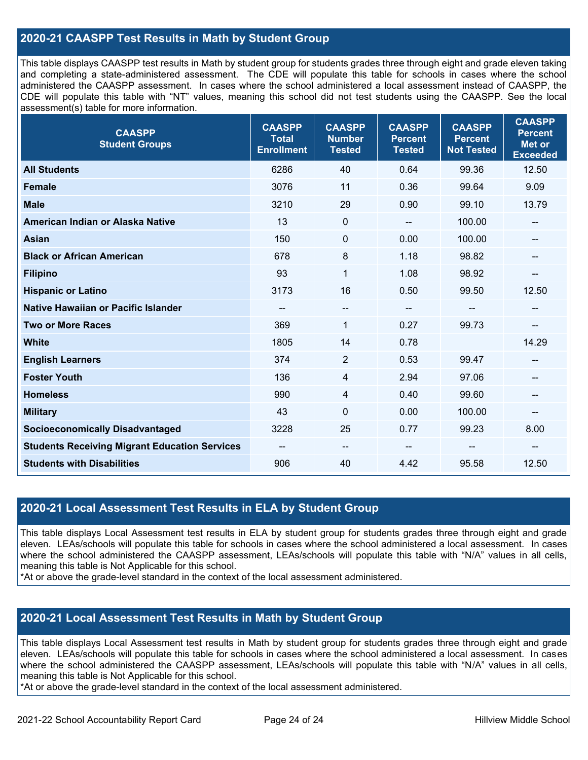## 2020-21 CAASPP Test Results in Math by Student Group

This table displays CAASPP test results in Math by student group for students grades three through eight and grade eleven taking and completing a state-administered assessment. The CDE will populate this table for schools in cases where the school administered the CAASPP assessment. In cases where the school administered a local assessment instead of CAASPP, the CDE will populate this table with "NT" values, meaning this school did not test students using the CAASPP. See the local assessment(s) table for more information.

| CAASPP Student Groups | CAASPP Total Enrollment | CAASPP Number Tested | CAASPP Percent Tested | CAASPP Percent Not Tested | CAASPP Percent Met or Exceeded |
|---|---|---|---|---|---|
| **All Students** | 6286 | 40 | 0.64 | 99.36 | 12.50 |
| **Female** | 3076 | 11 | 0.36 | 99.64 | 9.09 |
| **Male** | 3210 | 29 | 0.90 | 99.10 | 13.79 |
| **American Indian or Alaska Native** | 13 | 0 | -- | 100.00 | -- |
| **Asian** | 150 | 0 | 0.00 | 100.00 | -- |
| **Black or African American** | 678 | 8 | 1.18 | 98.82 | -- |
| **Filipino** | 93 | 1 | 1.08 | 98.92 | -- |
| **Hispanic or Latino** | 3173 | 16 | 0.50 | 99.50 | 12.50 |
| **Native Hawaiian or Pacific Islander** | -- | -- | -- | -- | -- |
| **Two or More Races** | 369 | 1 | 0.27 | 99.73 | -- |
| **White** | 1805 | 14 | 0.78 | | 14.29 |
| **English Learners** | 374 | 2 | 0.53 | 99.47 | -- |
| **Foster Youth** | 136 | 4 | 2.94 | 97.06 | -- |
| **Homeless** | 990 | 4 | 0.40 | 99.60 | -- |
| **Military** | 43 | 0 | 0.00 | 100.00 | -- |
| **Socioeconomically Disadvantaged** | 3228 | 25 | 0.77 | 99.23 | 8.00 |
| **Students Receiving Migrant Education Services** | -- | -- | -- | -- | -- |
| **Students with Disabilities** | 906 | 40 | 4.42 | 95.58 | 12.50 |

## 2020-21 Local Assessment Test Results in ELA by Student Group

This table displays Local Assessment test results in ELA by student group for students grades three through eight and grade eleven. LEAs/schools will populate this table for schools in cases where the school administered a local assessment. In cases where the school administered the CAASPP assessment, LEAs/schools will populate this table with "N/A" values in all cells, meaning this table is Not Applicable for this school.
*At or above the grade-level standard in the context of the local assessment administered.

## 2020-21 Local Assessment Test Results in Math by Student Group

This table displays Local Assessment test results in Math by student group for students grades three through eight and grade eleven. LEAs/schools will populate this table for schools in cases where the school administered a local assessment. In cases where the school administered the CAASPP assessment, LEAs/schools will populate this table with "N/A" values in all cells, meaning this table is Not Applicable for this school.
*At or above the grade-level standard in the context of the local assessment administered.